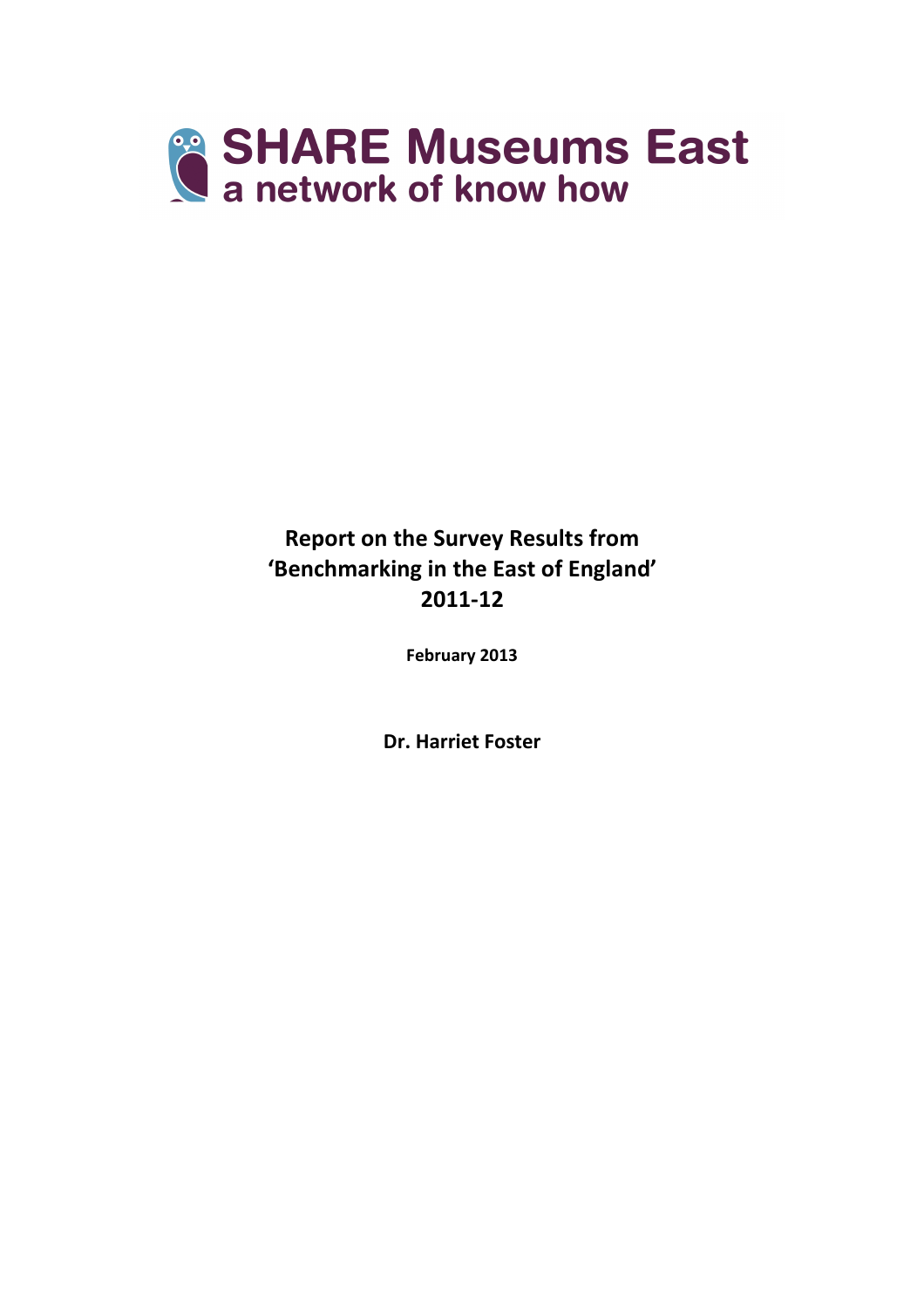SHARE Museums East
a network of know how

# Report on the Survey Results from 'Benchmarking in the East of England' 2011-12

**February 2013**

**Dr. Harriet Foster**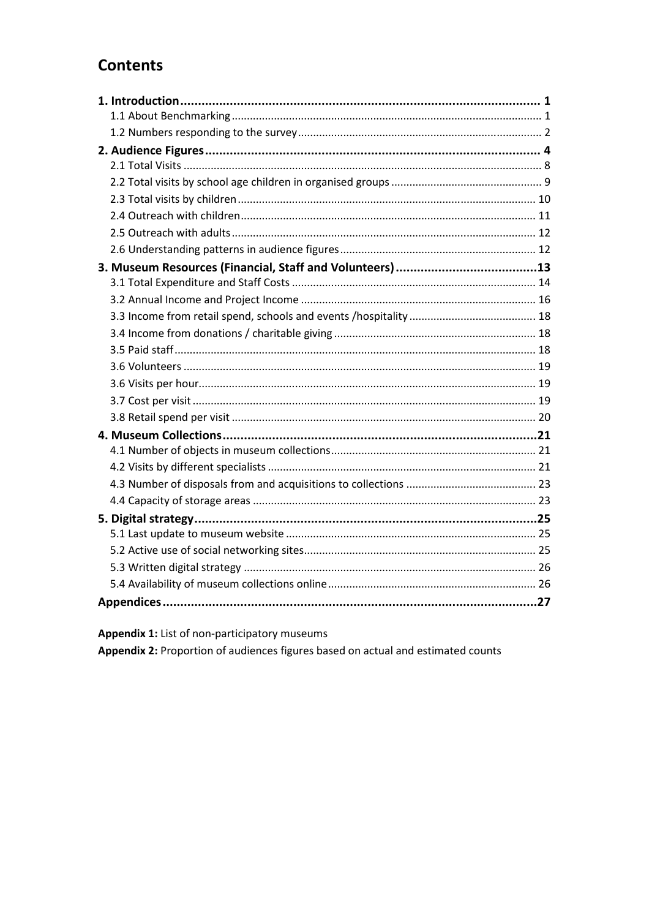# Contents

**1. Introduction** .......... 1
- 1.1 About Benchmarking .......... 1
- 1.2 Numbers responding to the survey .......... 2

**2. Audience Figures** .......... 4
- 2.1 Total Visits .......... 8
- 2.2 Total visits by school age children in organised groups .......... 9
- 2.3 Total visits by children .......... 10
- 2.4 Outreach with children .......... 11
- 2.5 Outreach with adults .......... 12
- 2.6 Understanding patterns in audience figures .......... 12

**3. Museum Resources (Financial, Staff and Volunteers)** .......... 13
- 3.1 Total Expenditure and Staff Costs .......... 14
- 3.2 Annual Income and Project Income .......... 16
- 3.3 Income from retail spend, schools and events /hospitality .......... 18
- 3.4 Income from donations / charitable giving .......... 18
- 3.5 Paid staff .......... 18
- 3.6 Volunteers .......... 19
- 3.6 Visits per hour .......... 19
- 3.7 Cost per visit .......... 19
- 3.8 Retail spend per visit .......... 20

**4. Museum Collections** .......... 21
- 4.1 Number of objects in museum collections .......... 21
- 4.2 Visits by different specialists .......... 21
- 4.3 Number of disposals from and acquisitions to collections .......... 23
- 4.4 Capacity of storage areas .......... 23

**5. Digital strategy** .......... 25
- 5.1 Last update to museum website .......... 25
- 5.2 Active use of social networking sites .......... 25
- 5.3 Written digital strategy .......... 26
- 5.4 Availability of museum collections online .......... 26

**Appendices** .......... 27

**Appendix 1:** List of non-participatory museums

**Appendix 2:** Proportion of audiences figures based on actual and estimated counts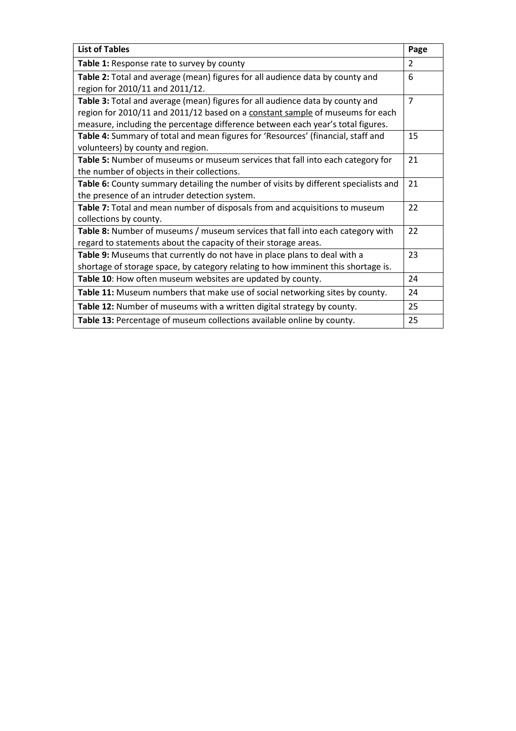| List of Tables | Page |
|---|---|
| **Table 1:** Response rate to survey by county | 2 |
| **Table 2:** Total and average (mean) figures for all audience data by county and region for 2010/11 and 2011/12. | 6 |
| **Table 3:** Total and average (mean) figures for all audience data by county and region for 2010/11 and 2011/12 based on a constant sample of museums for each measure, including the percentage difference between each year's total figures. | 7 |
| **Table 4:** Summary of total and mean figures for 'Resources' (financial, staff and volunteers) by county and region. | 15 |
| **Table 5:** Number of museums or museum services that fall into each category for the number of objects in their collections. | 21 |
| **Table 6:** County summary detailing the number of visits by different specialists and the presence of an intruder detection system. | 21 |
| **Table 7:** Total and mean number of disposals from and acquisitions to museum collections by county. | 22 |
| **Table 8:** Number of museums / museum services that fall into each category with regard to statements about the capacity of their storage areas. | 22 |
| **Table 9:** Museums that currently do not have in place plans to deal with a shortage of storage space, by category relating to how imminent this shortage is. | 23 |
| **Table 10**: How often museum websites are updated by county. | 24 |
| **Table 11:** Museum numbers that make use of social networking sites by county. | 24 |
| **Table 12:** Number of museums with a written digital strategy by county. | 25 |
| **Table 13:** Percentage of museum collections available online by county. | 25 |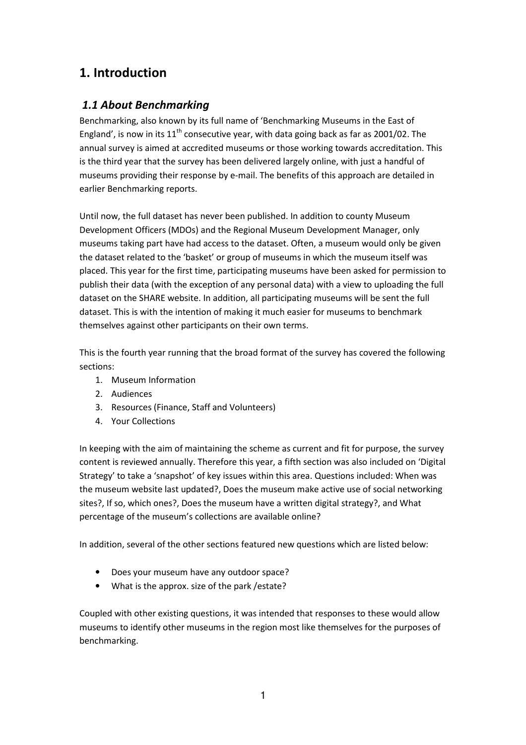# 1. Introduction

## *1.1 About Benchmarking*

Benchmarking, also known by its full name of 'Benchmarking Museums in the East of England', is now in its 11th consecutive year, with data going back as far as 2001/02. The annual survey is aimed at accredited museums or those working towards accreditation. This is the third year that the survey has been delivered largely online, with just a handful of museums providing their response by e-mail. The benefits of this approach are detailed in earlier Benchmarking reports.

Until now, the full dataset has never been published. In addition to county Museum Development Officers (MDOs) and the Regional Museum Development Manager, only museums taking part have had access to the dataset. Often, a museum would only be given the dataset related to the 'basket' or group of museums in which the museum itself was placed. This year for the first time, participating museums have been asked for permission to publish their data (with the exception of any personal data) with a view to uploading the full dataset on the SHARE website. In addition, all participating museums will be sent the full dataset. This is with the intention of making it much easier for museums to benchmark themselves against other participants on their own terms.

This is the fourth year running that the broad format of the survey has covered the following sections:

1. Museum Information
2. Audiences
3. Resources (Finance, Staff and Volunteers)
4. Your Collections

In keeping with the aim of maintaining the scheme as current and fit for purpose, the survey content is reviewed annually. Therefore this year, a fifth section was also included on 'Digital Strategy' to take a 'snapshot' of key issues within this area. Questions included: When was the museum website last updated?, Does the museum make active use of social networking sites?, If so, which ones?, Does the museum have a written digital strategy?, and What percentage of the museum's collections are available online?

In addition, several of the other sections featured new questions which are listed below:

- Does your museum have any outdoor space?
- What is the approx. size of the park /estate?

Coupled with other existing questions, it was intended that responses to these would allow museums to identify other museums in the region most like themselves for the purposes of benchmarking.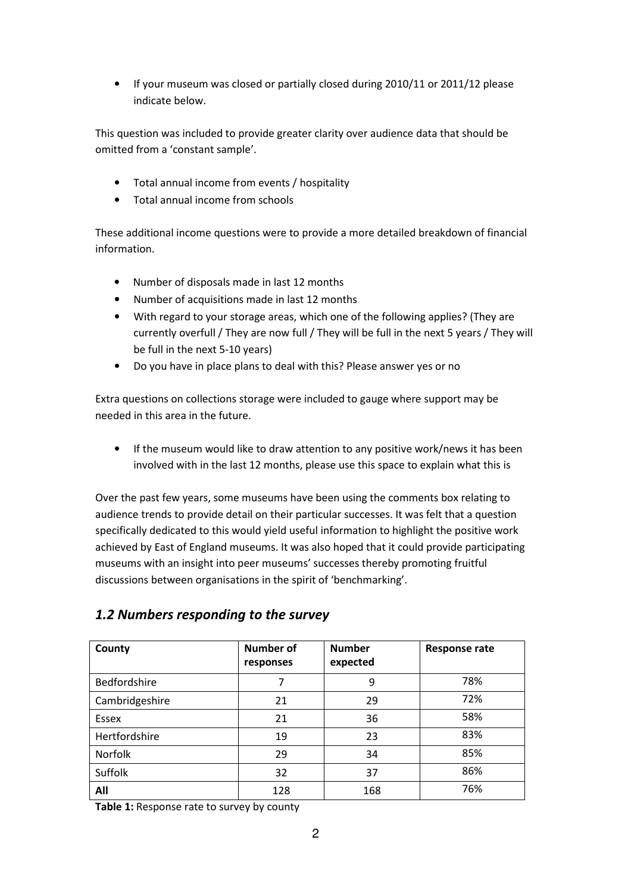- If your museum was closed or partially closed during 2010/11 or 2011/12 please indicate below.

This question was included to provide greater clarity over audience data that should be omitted from a 'constant sample'.

- Total annual income from events / hospitality
- Total annual income from schools

These additional income questions were to provide a more detailed breakdown of financial information.

- Number of disposals made in last 12 months
- Number of acquisitions made in last 12 months
- With regard to your storage areas, which one of the following applies? (They are currently overfull / They are now full / They will be full in the next 5 years / They will be full in the next 5-10 years)
- Do you have in place plans to deal with this? Please answer yes or no

Extra questions on collections storage were included to gauge where support may be needed in this area in the future.

- If the museum would like to draw attention to any positive work/news it has been involved with in the last 12 months, please use this space to explain what this is

Over the past few years, some museums have been using the comments box relating to audience trends to provide detail on their particular successes. It was felt that a question specifically dedicated to this would yield useful information to highlight the positive work achieved by East of England museums. It was also hoped that it could provide participating museums with an insight into peer museums' successes thereby promoting fruitful discussions between organisations in the spirit of 'benchmarking'.

## *1.2 Numbers responding to the survey*

| County | Number of responses | Number expected | Response rate |
|---|---|---|---|
| Bedfordshire | 7 | 9 | 78% |
| Cambridgeshire | 21 | 29 | 72% |
| Essex | 21 | 36 | 58% |
| Hertfordshire | 19 | 23 | 83% |
| Norfolk | 29 | 34 | 85% |
| Suffolk | 32 | 37 | 86% |
| **All** | 128 | 168 | 76% |

**Table 1:** Response rate to survey by county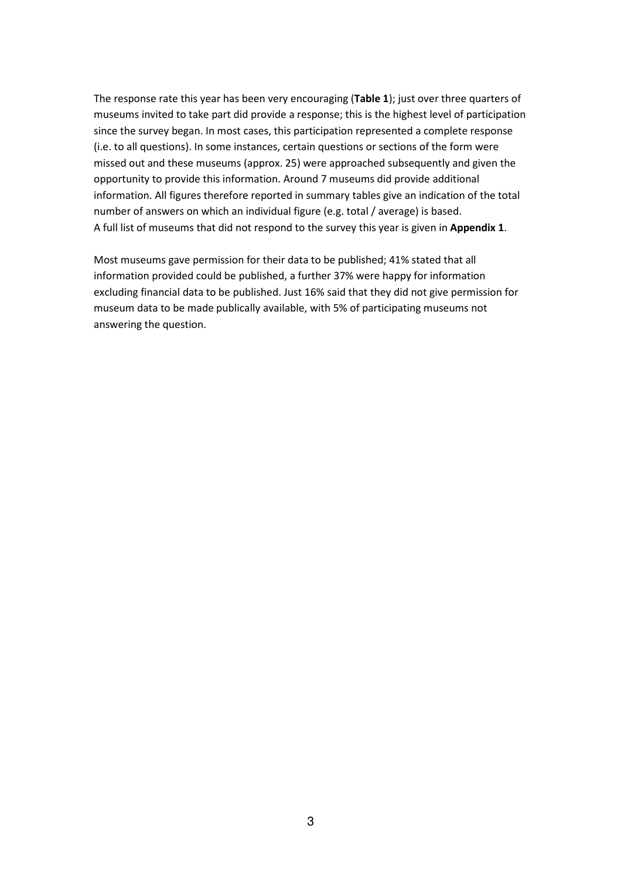The response rate this year has been very encouraging (**Table 1**); just over three quarters of museums invited to take part did provide a response; this is the highest level of participation since the survey began. In most cases, this participation represented a complete response (i.e. to all questions). In some instances, certain questions or sections of the form were missed out and these museums (approx. 25) were approached subsequently and given the opportunity to provide this information. Around 7 museums did provide additional information. All figures therefore reported in summary tables give an indication of the total number of answers on which an individual figure (e.g. total / average) is based.
A full list of museums that did not respond to the survey this year is given in **Appendix 1**.

Most museums gave permission for their data to be published; 41% stated that all information provided could be published, a further 37% were happy for information excluding financial data to be published. Just 16% said that they did not give permission for museum data to be made publically available, with 5% of participating museums not answering the question.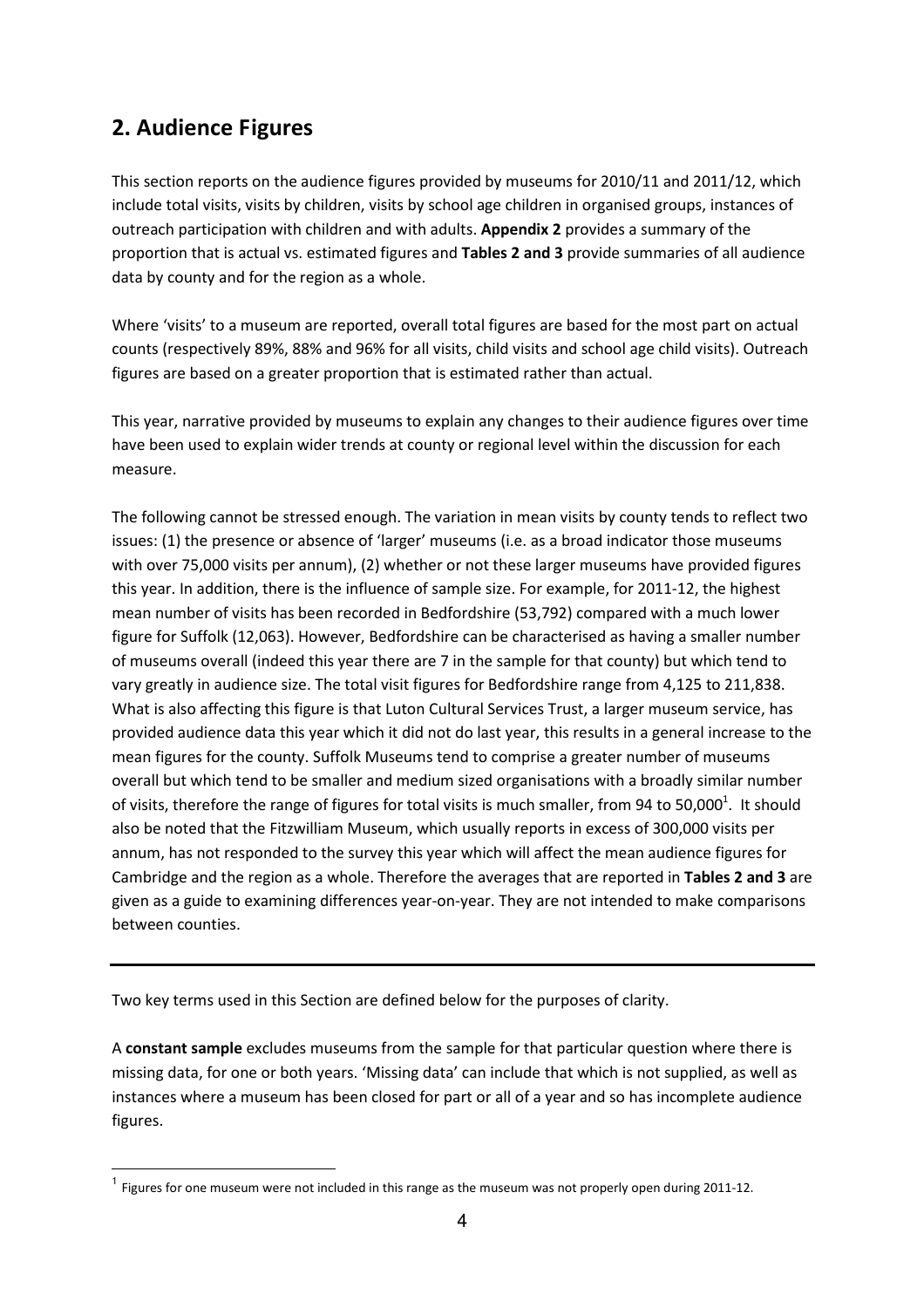## 2. Audience Figures

This section reports on the audience figures provided by museums for 2010/11 and 2011/12, which include total visits, visits by children, visits by school age children in organised groups, instances of outreach participation with children and with adults. **Appendix 2** provides a summary of the proportion that is actual vs. estimated figures and **Tables 2 and 3** provide summaries of all audience data by county and for the region as a whole.

Where 'visits' to a museum are reported, overall total figures are based for the most part on actual counts (respectively 89%, 88% and 96% for all visits, child visits and school age child visits). Outreach figures are based on a greater proportion that is estimated rather than actual.

This year, narrative provided by museums to explain any changes to their audience figures over time have been used to explain wider trends at county or regional level within the discussion for each measure.

The following cannot be stressed enough. The variation in mean visits by county tends to reflect two issues: (1) the presence or absence of 'larger' museums (i.e. as a broad indicator those museums with over 75,000 visits per annum), (2) whether or not these larger museums have provided figures this year. In addition, there is the influence of sample size. For example, for 2011-12, the highest mean number of visits has been recorded in Bedfordshire (53,792) compared with a much lower figure for Suffolk (12,063). However, Bedfordshire can be characterised as having a smaller number of museums overall (indeed this year there are 7 in the sample for that county) but which tend to vary greatly in audience size. The total visit figures for Bedfordshire range from 4,125 to 211,838. What is also affecting this figure is that Luton Cultural Services Trust, a larger museum service, has provided audience data this year which it did not do last year, this results in a general increase to the mean figures for the county. Suffolk Museums tend to comprise a greater number of museums overall but which tend to be smaller and medium sized organisations with a broadly similar number of visits, therefore the range of figures for total visits is much smaller, from 94 to 50,000[1]. It should also be noted that the Fitzwilliam Museum, which usually reports in excess of 300,000 visits per annum, has not responded to the survey this year which will affect the mean audience figures for Cambridge and the region as a whole. Therefore the averages that are reported in **Tables 2 and 3** are given as a guide to examining differences year-on-year. They are not intended to make comparisons between counties.

---

Two key terms used in this Section are defined below for the purposes of clarity.

A **constant sample** excludes museums from the sample for that particular question where there is missing data, for one or both years. 'Missing data' can include that which is not supplied, as well as instances where a museum has been closed for part or all of a year and so has incomplete audience figures.

[1] Figures for one museum were not included in this range as the museum was not properly open during 2011-12.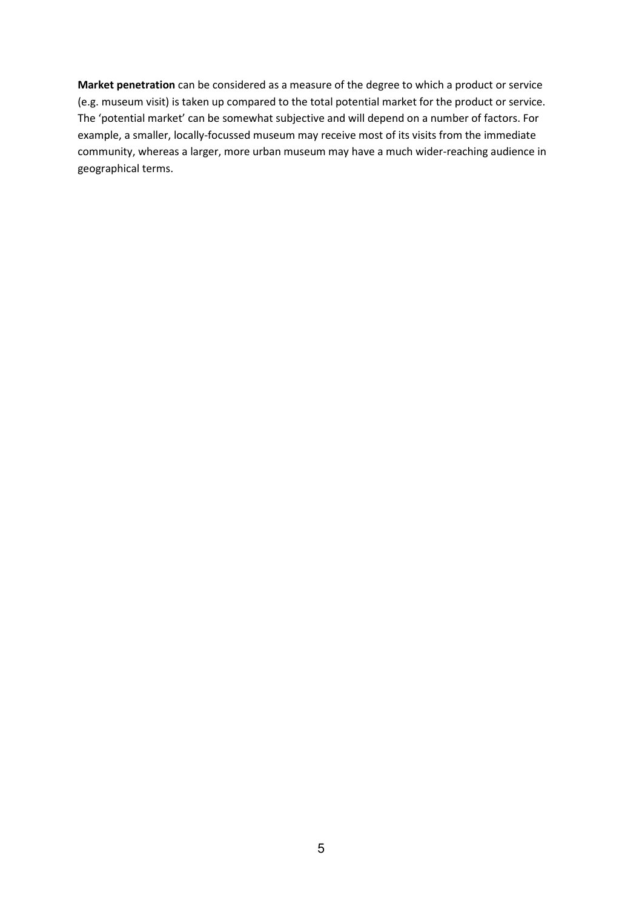**Market penetration** can be considered as a measure of the degree to which a product or service (e.g. museum visit) is taken up compared to the total potential market for the product or service. The 'potential market' can be somewhat subjective and will depend on a number of factors. For example, a smaller, locally-focussed museum may receive most of its visits from the immediate community, whereas a larger, more urban museum may have a much wider-reaching audience in geographical terms.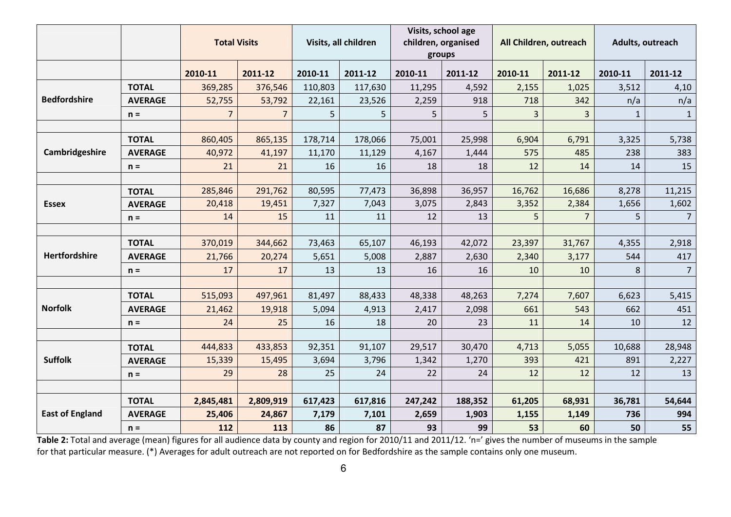| | | Total Visits | | Visits, all children | | Visits, school age children, organised groups | | All Children, outreach | | Adults, outreach | |
|---|---|---|---|---|---|---|---|---|---|---|---|
| | | 2010-11 | 2011-12 | 2010-11 | 2011-12 | 2010-11 | 2011-12 | 2010-11 | 2011-12 | 2010-11 | 2011-12 |
| Bedfordshire | TOTAL | 369,285 | 376,546 | 110,803 | 117,630 | 11,295 | 4,592 | 2,155 | 1,025 | 3,512 | 4,10 |
| | AVERAGE | 52,755 | 53,792 | 22,161 | 23,526 | 2,259 | 918 | 718 | 342 | n/a | n/a |
| | n = | 7 | 7 | 5 | 5 | 5 | 5 | 3 | 3 | 1 | 1 |
| Cambridgeshire | TOTAL | 860,405 | 865,135 | 178,714 | 178,066 | 75,001 | 25,998 | 6,904 | 6,791 | 3,325 | 5,738 |
| | AVERAGE | 40,972 | 41,197 | 11,170 | 11,129 | 4,167 | 1,444 | 575 | 485 | 238 | 383 |
| | n = | 21 | 21 | 16 | 16 | 18 | 18 | 12 | 14 | 14 | 15 |
| Essex | TOTAL | 285,846 | 291,762 | 80,595 | 77,473 | 36,898 | 36,957 | 16,762 | 16,686 | 8,278 | 11,215 |
| | AVERAGE | 20,418 | 19,451 | 7,327 | 7,043 | 3,075 | 2,843 | 3,352 | 2,384 | 1,656 | 1,602 |
| | n = | 14 | 15 | 11 | 11 | 12 | 13 | 5 | 7 | 5 | 7 |
| Hertfordshire | TOTAL | 370,019 | 344,662 | 73,463 | 65,107 | 46,193 | 42,072 | 23,397 | 31,767 | 4,355 | 2,918 |
| | AVERAGE | 21,766 | 20,274 | 5,651 | 5,008 | 2,887 | 2,630 | 2,340 | 3,177 | 544 | 417 |
| | n = | 17 | 17 | 13 | 13 | 16 | 16 | 10 | 10 | 8 | 7 |
| Norfolk | TOTAL | 515,093 | 497,961 | 81,497 | 88,433 | 48,338 | 48,263 | 7,274 | 7,607 | 6,623 | 5,415 |
| | AVERAGE | 21,462 | 19,918 | 5,094 | 4,913 | 2,417 | 2,098 | 661 | 543 | 662 | 451 |
| | n = | 24 | 25 | 16 | 18 | 20 | 23 | 11 | 14 | 10 | 12 |
| Suffolk | TOTAL | 444,833 | 433,853 | 92,351 | 91,107 | 29,517 | 30,470 | 4,713 | 5,055 | 10,688 | 28,948 |
| | AVERAGE | 15,339 | 15,495 | 3,694 | 3,796 | 1,342 | 1,270 | 393 | 421 | 891 | 2,227 |
| | n = | 29 | 28 | 25 | 24 | 22 | 24 | 12 | 12 | 12 | 13 |
| **East of England** | **TOTAL** | **2,845,481** | **2,809,919** | **617,423** | **617,816** | **247,242** | **188,352** | **61,205** | **68,931** | **36,781** | **54,644** |
| | **AVERAGE** | **25,406** | **24,867** | **7,179** | **7,101** | **2,659** | **1,903** | **1,155** | **1,149** | **736** | **994** |
| | **n =** | **112** | **113** | **86** | **87** | **93** | **99** | **53** | **60** | **50** | **55** |

**Table 2:** Total and average (mean) figures for all audience data by county and region for 2010/11 and 2011/12. 'n=' gives the number of museums in the sample for that particular measure. (*) Averages for adult outreach are not reported on for Bedfordshire as the sample contains only one museum.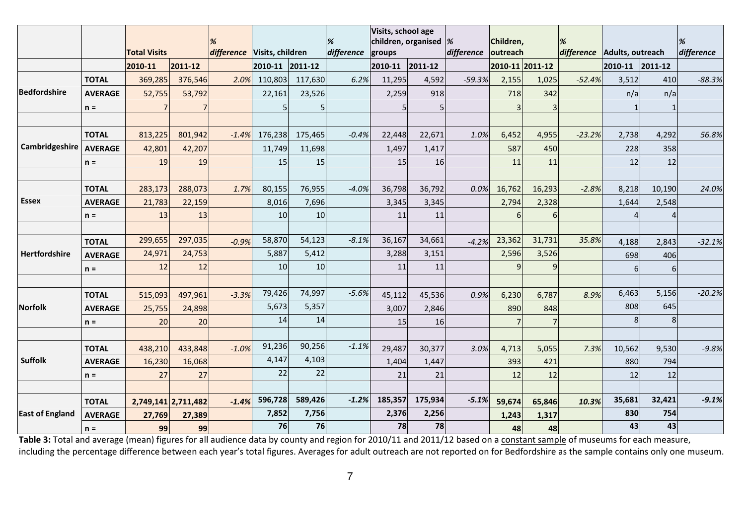| | | Total Visits | | % difference | Visits, children | | % difference | Visits, school age children, organised groups | | % difference | Children, outreach | | % difference | Adults, outreach | | % difference |
|---|---|---|---|---|---|---|---|---|---|---|---|---|---|---|---|---|
| | | 2010-11 | 2011-12 | | 2010-11 | 2011-12 | | 2010-11 | 2011-12 | | 2010-11 | 2011-12 | | 2010-11 | 2011-12 | |
| Bedfordshire | TOTAL | 369,285 | 376,546 | 2.0% | 110,803 | 117,630 | 6.2% | 11,295 | 4,592 | -59.3% | 2,155 | 1,025 | -52.4% | 3,512 | 410 | -88.3% |
| | AVERAGE | 52,755 | 53,792 | | 22,161 | 23,526 | | 2,259 | 918 | | 718 | 342 | | n/a | n/a | |
| | n = | 7 | 7 | | 5 | 5 | | 5 | 5 | | 3 | 3 | | 1 | 1 | |
| Cambridgeshire | TOTAL | 813,225 | 801,942 | -1.4% | 176,238 | 175,465 | -0.4% | 22,448 | 22,671 | 1.0% | 6,452 | 4,955 | -23.2% | 2,738 | 4,292 | 56.8% |
| | AVERAGE | 42,801 | 42,207 | | 11,749 | 11,698 | | 1,497 | 1,417 | | 587 | 450 | | 228 | 358 | |
| | n = | 19 | 19 | | 15 | 15 | | 15 | 16 | | 11 | 11 | | 12 | 12 | |
| Essex | TOTAL | 283,173 | 288,073 | 1.7% | 80,155 | 76,955 | -4.0% | 36,798 | 36,792 | 0.0% | 16,762 | 16,293 | -2.8% | 8,218 | 10,190 | 24.0% |
| | AVERAGE | 21,783 | 22,159 | | 8,016 | 7,696 | | 3,345 | 3,345 | | 2,794 | 2,328 | | 1,644 | 2,548 | |
| | n = | 13 | 13 | | 10 | 10 | | 11 | 11 | | 6 | 6 | | 4 | 4 | |
| Hertfordshire | TOTAL | 299,655 | 297,035 | -0.9% | 58,870 | 54,123 | -8.1% | 36,167 | 34,661 | -4.2% | 23,362 | 31,731 | 35.8% | 4,188 | 2,843 | -32.1% |
| | AVERAGE | 24,971 | 24,753 | | 5,887 | 5,412 | | 3,288 | 3,151 | | 2,596 | 3,526 | | 698 | 406 | |
| | n = | 12 | 12 | | 10 | 10 | | 11 | 11 | | 9 | 9 | | 6 | 6 | |
| Norfolk | TOTAL | 515,093 | 497,961 | -3.3% | 79,426 | 74,997 | -5.6% | 45,112 | 45,536 | 0.9% | 6,230 | 6,787 | 8.9% | 6,463 | 5,156 | -20.2% |
| | AVERAGE | 25,755 | 24,898 | | 5,673 | 5,357 | | 3,007 | 2,846 | | 890 | 848 | | 808 | 645 | |
| | n = | 20 | 20 | | 14 | 14 | | 15 | 16 | | 7 | 7 | | 8 | 8 | |
| Suffolk | TOTAL | 438,210 | 433,848 | -1.0% | 91,236 | 90,256 | -1.1% | 29,487 | 30,377 | 3.0% | 4,713 | 5,055 | 7.3% | 10,562 | 9,530 | -9.8% |
| | AVERAGE | 16,230 | 16,068 | | 4,147 | 4,103 | | 1,404 | 1,447 | | 393 | 421 | | 880 | 794 | |
| | n = | 27 | 27 | | 22 | 22 | | 21 | 21 | | 12 | 12 | | 12 | 12 | |
| East of England | TOTAL | **2,749,141** | **2,711,482** | *-1.4%* | **596,728** | **589,426** | *-1.2%* | **185,357** | **175,934** | *-5.1%* | **59,674** | **65,846** | *10.3%* | **35,681** | **32,421** | *-9.1%* |
| | AVERAGE | **27,769** | **27,389** | | **7,852** | **7,756** | | **2,376** | **2,256** | | **1,243** | **1,317** | | **830** | **754** | |
| | n = | **99** | **99** | | **76** | **76** | | **78** | **78** | | **48** | **48** | | **43** | **43** | |

**Table 3:** Total and average (mean) figures for all audience data by county and region for 2010/11 and 2011/12 based on a constant sample of museums for each measure, including the percentage difference between each year's total figures. Averages for adult outreach are not reported on for Bedfordshire as the sample contains only one museum.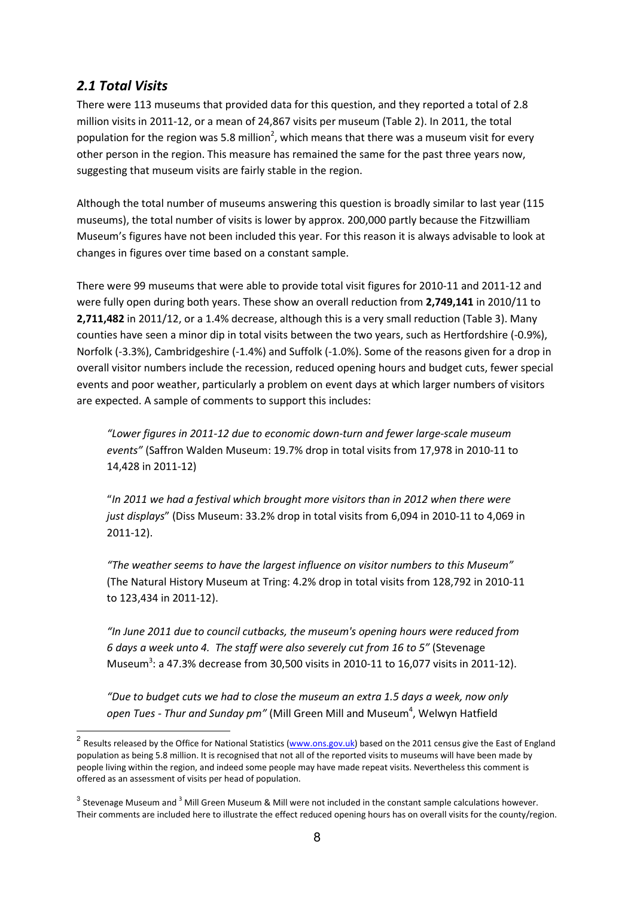## *2.1 Total Visits*

There were 113 museums that provided data for this question, and they reported a total of 2.8 million visits in 2011-12, or a mean of 24,867 visits per museum (Table 2). In 2011, the total population for the region was 5.8 million[2], which means that there was a museum visit for every other person in the region. This measure has remained the same for the past three years now, suggesting that museum visits are fairly stable in the region.

Although the total number of museums answering this question is broadly similar to last year (115 museums), the total number of visits is lower by approx. 200,000 partly because the Fitzwilliam Museum's figures have not been included this year. For this reason it is always advisable to look at changes in figures over time based on a constant sample.

There were 99 museums that were able to provide total visit figures for 2010-11 and 2011-12 and were fully open during both years. These show an overall reduction from **2,749,141** in 2010/11 to **2,711,482** in 2011/12, or a 1.4% decrease, although this is a very small reduction (Table 3). Many counties have seen a minor dip in total visits between the two years, such as Hertfordshire (-0.9%), Norfolk (-3.3%), Cambridgeshire (-1.4%) and Suffolk (-1.0%). Some of the reasons given for a drop in overall visitor numbers include the recession, reduced opening hours and budget cuts, fewer special events and poor weather, particularly a problem on event days at which larger numbers of visitors are expected. A sample of comments to support this includes:

> *"Lower figures in 2011-12 due to economic down-turn and fewer large-scale museum events"* (Saffron Walden Museum: 19.7% drop in total visits from 17,978 in 2010-11 to 14,428 in 2011-12)
>
> "*In 2011 we had a festival which brought more visitors than in 2012 when there were just displays*" (Diss Museum: 33.2% drop in total visits from 6,094 in 2010-11 to 4,069 in 2011-12).
>
> *"The weather seems to have the largest influence on visitor numbers to this Museum"* (The Natural History Museum at Tring: 4.2% drop in total visits from 128,792 in 2010-11 to 123,434 in 2011-12).
>
> *"In June 2011 due to council cutbacks, the museum's opening hours were reduced from 6 days a week unto 4. The staff were also severely cut from 16 to 5"* (Stevenage Museum[3]: a 47.3% decrease from 30,500 visits in 2010-11 to 16,077 visits in 2011-12).
>
> *"Due to budget cuts we had to close the museum an extra 1.5 days a week, now only open Tues - Thur and Sunday pm"* (Mill Green Mill and Museum[4], Welwyn Hatfield

---

[2] Results released by the Office for National Statistics (www.ons.gov.uk) based on the 2011 census give the East of England population as being 5.8 million. It is recognised that not all of the reported visits to museums will have been made by people living within the region, and indeed some people may have made repeat visits. Nevertheless this comment is offered as an assessment of visits per head of population.

[3] Stevenage Museum and [3] Mill Green Museum & Mill were not included in the constant sample calculations however. Their comments are included here to illustrate the effect reduced opening hours has on overall visits for the county/region.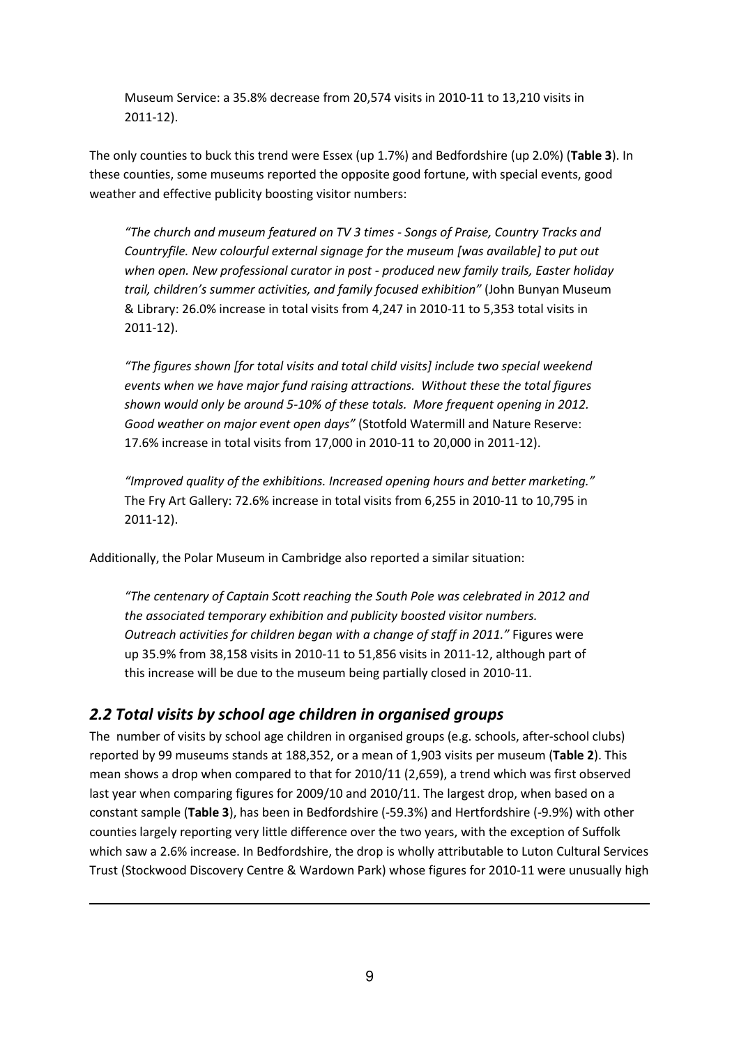Museum Service: a 35.8% decrease from 20,574 visits in 2010-11 to 13,210 visits in 2011-12).

The only counties to buck this trend were Essex (up 1.7%) and Bedfordshire (up 2.0%) (**Table 3**). In these counties, some museums reported the opposite good fortune, with special events, good weather and effective publicity boosting visitor numbers:

> *"The church and museum featured on TV 3 times - Songs of Praise, Country Tracks and Countryfile. New colourful external signage for the museum [was available] to put out when open. New professional curator in post - produced new family trails, Easter holiday trail, children's summer activities, and family focused exhibition"* (John Bunyan Museum & Library: 26.0% increase in total visits from 4,247 in 2010-11 to 5,353 total visits in 2011-12).

> *"The figures shown [for total visits and total child visits] include two special weekend events when we have major fund raising attractions. Without these the total figures shown would only be around 5-10% of these totals. More frequent opening in 2012. Good weather on major event open days"* (Stotfold Watermill and Nature Reserve: 17.6% increase in total visits from 17,000 in 2010-11 to 20,000 in 2011-12).

> *"Improved quality of the exhibitions. Increased opening hours and better marketing."* The Fry Art Gallery: 72.6% increase in total visits from 6,255 in 2010-11 to 10,795 in 2011-12).

Additionally, the Polar Museum in Cambridge also reported a similar situation:

> *"The centenary of Captain Scott reaching the South Pole was celebrated in 2012 and the associated temporary exhibition and publicity boosted visitor numbers. Outreach activities for children began with a change of staff in 2011."* Figures were up 35.9% from 38,158 visits in 2010-11 to 51,856 visits in 2011-12, although part of this increase will be due to the museum being partially closed in 2010-11.

## *2.2 Total visits by school age children in organised groups*

The number of visits by school age children in organised groups (e.g. schools, after-school clubs) reported by 99 museums stands at 188,352, or a mean of 1,903 visits per museum (**Table 2**). This mean shows a drop when compared to that for 2010/11 (2,659), a trend which was first observed last year when comparing figures for 2009/10 and 2010/11. The largest drop, when based on a constant sample (**Table 3**), has been in Bedfordshire (-59.3%) and Hertfordshire (-9.9%) with other counties largely reporting very little difference over the two years, with the exception of Suffolk which saw a 2.6% increase. In Bedfordshire, the drop is wholly attributable to Luton Cultural Services Trust (Stockwood Discovery Centre & Wardown Park) whose figures for 2010-11 were unusually high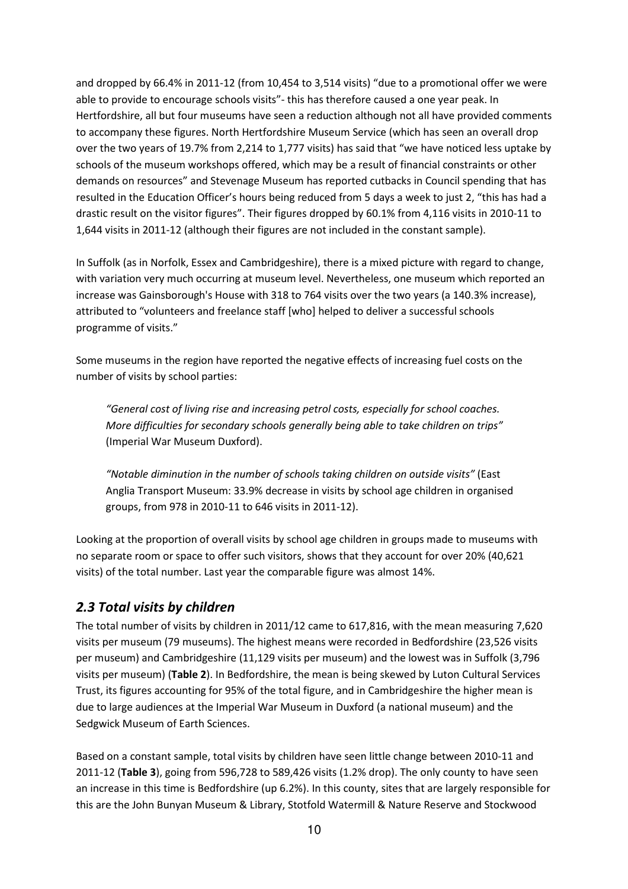and dropped by 66.4% in 2011-12 (from 10,454 to 3,514 visits) "due to a promotional offer we were able to provide to encourage schools visits"- this has therefore caused a one year peak. In Hertfordshire, all but four museums have seen a reduction although not all have provided comments to accompany these figures. North Hertfordshire Museum Service (which has seen an overall drop over the two years of 19.7% from 2,214 to 1,777 visits) has said that "we have noticed less uptake by schools of the museum workshops offered, which may be a result of financial constraints or other demands on resources" and Stevenage Museum has reported cutbacks in Council spending that has resulted in the Education Officer's hours being reduced from 5 days a week to just 2, "this has had a drastic result on the visitor figures". Their figures dropped by 60.1% from 4,116 visits in 2010-11 to 1,644 visits in 2011-12 (although their figures are not included in the constant sample).

In Suffolk (as in Norfolk, Essex and Cambridgeshire), there is a mixed picture with regard to change, with variation very much occurring at museum level. Nevertheless, one museum which reported an increase was Gainsborough's House with 318 to 764 visits over the two years (a 140.3% increase), attributed to "volunteers and freelance staff [who] helped to deliver a successful schools programme of visits."

Some museums in the region have reported the negative effects of increasing fuel costs on the number of visits by school parties:

> *"General cost of living rise and increasing petrol costs, especially for school coaches. More difficulties for secondary schools generally being able to take children on trips"* (Imperial War Museum Duxford).
>
> *"Notable diminution in the number of schools taking children on outside visits"* (East Anglia Transport Museum: 33.9% decrease in visits by school age children in organised groups, from 978 in 2010-11 to 646 visits in 2011-12).

Looking at the proportion of overall visits by school age children in groups made to museums with no separate room or space to offer such visitors, shows that they account for over 20% (40,621 visits) of the total number. Last year the comparable figure was almost 14%.

## *2.3 Total visits by children*

The total number of visits by children in 2011/12 came to 617,816, with the mean measuring 7,620 visits per museum (79 museums). The highest means were recorded in Bedfordshire (23,526 visits per museum) and Cambridgeshire (11,129 visits per museum) and the lowest was in Suffolk (3,796 visits per museum) (**Table 2**). In Bedfordshire, the mean is being skewed by Luton Cultural Services Trust, its figures accounting for 95% of the total figure, and in Cambridgeshire the higher mean is due to large audiences at the Imperial War Museum in Duxford (a national museum) and the Sedgwick Museum of Earth Sciences.

Based on a constant sample, total visits by children have seen little change between 2010-11 and 2011-12 (**Table 3**), going from 596,728 to 589,426 visits (1.2% drop). The only county to have seen an increase in this time is Bedfordshire (up 6.2%). In this county, sites that are largely responsible for this are the John Bunyan Museum & Library, Stotfold Watermill & Nature Reserve and Stockwood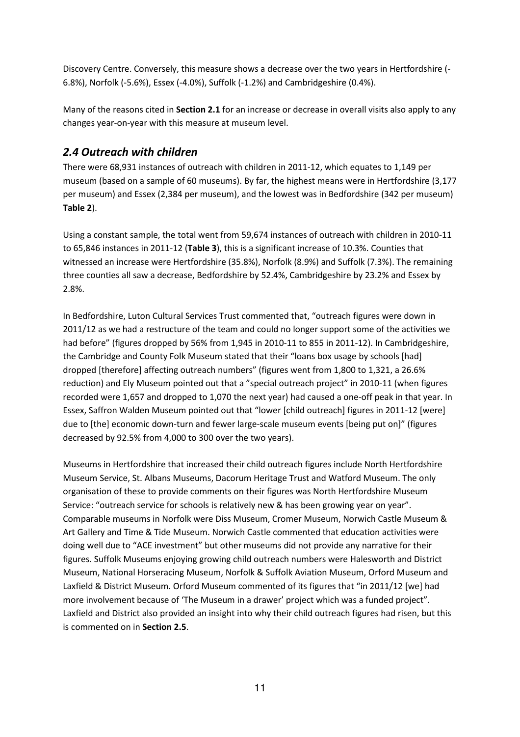Discovery Centre. Conversely, this measure shows a decrease over the two years in Hertfordshire (-6.8%), Norfolk (-5.6%), Essex (-4.0%), Suffolk (-1.2%) and Cambridgeshire (0.4%).

Many of the reasons cited in **Section 2.1** for an increase or decrease in overall visits also apply to any changes year-on-year with this measure at museum level.

## *2.4 Outreach with children*

There were 68,931 instances of outreach with children in 2011-12, which equates to 1,149 per museum (based on a sample of 60 museums). By far, the highest means were in Hertfordshire (3,177 per museum) and Essex (2,384 per museum), and the lowest was in Bedfordshire (342 per museum) **Table 2**).

Using a constant sample, the total went from 59,674 instances of outreach with children in 2010-11 to 65,846 instances in 2011-12 (**Table 3**), this is a significant increase of 10.3%. Counties that witnessed an increase were Hertfordshire (35.8%), Norfolk (8.9%) and Suffolk (7.3%). The remaining three counties all saw a decrease, Bedfordshire by 52.4%, Cambridgeshire by 23.2% and Essex by 2.8%.

In Bedfordshire, Luton Cultural Services Trust commented that, "outreach figures were down in 2011/12 as we had a restructure of the team and could no longer support some of the activities we had before" (figures dropped by 56% from 1,945 in 2010-11 to 855 in 2011-12). In Cambridgeshire, the Cambridge and County Folk Museum stated that their "loans box usage by schools [had] dropped [therefore] affecting outreach numbers" (figures went from 1,800 to 1,321, a 26.6% reduction) and Ely Museum pointed out that a "special outreach project" in 2010-11 (when figures recorded were 1,657 and dropped to 1,070 the next year) had caused a one-off peak in that year. In Essex, Saffron Walden Museum pointed out that "lower [child outreach] figures in 2011-12 [were] due to [the] economic down-turn and fewer large-scale museum events [being put on]" (figures decreased by 92.5% from 4,000 to 300 over the two years).

Museums in Hertfordshire that increased their child outreach figures include North Hertfordshire Museum Service, St. Albans Museums, Dacorum Heritage Trust and Watford Museum. The only organisation of these to provide comments on their figures was North Hertfordshire Museum Service: "outreach service for schools is relatively new & has been growing year on year". Comparable museums in Norfolk were Diss Museum, Cromer Museum, Norwich Castle Museum & Art Gallery and Time & Tide Museum. Norwich Castle commented that education activities were doing well due to "ACE investment" but other museums did not provide any narrative for their figures. Suffolk Museums enjoying growing child outreach numbers were Halesworth and District Museum, National Horseracing Museum, Norfolk & Suffolk Aviation Museum, Orford Museum and Laxfield & District Museum. Orford Museum commented of its figures that "in 2011/12 [we] had more involvement because of 'The Museum in a drawer' project which was a funded project". Laxfield and District also provided an insight into why their child outreach figures had risen, but this is commented on in **Section 2.5**.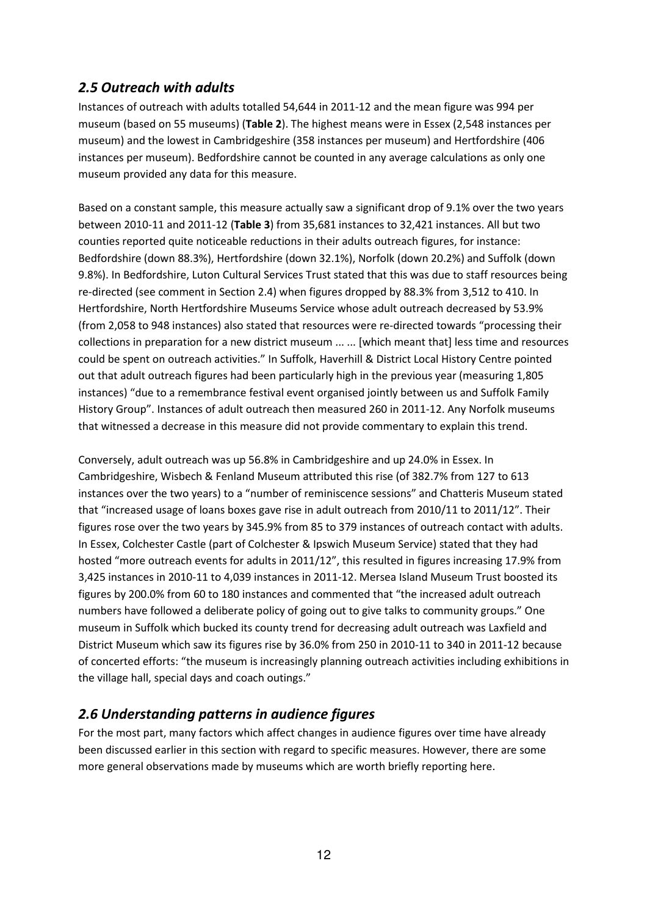## *2.5 Outreach with adults*

Instances of outreach with adults totalled 54,644 in 2011-12 and the mean figure was 994 per museum (based on 55 museums) (**Table 2**). The highest means were in Essex (2,548 instances per museum) and the lowest in Cambridgeshire (358 instances per museum) and Hertfordshire (406 instances per museum). Bedfordshire cannot be counted in any average calculations as only one museum provided any data for this measure.

Based on a constant sample, this measure actually saw a significant drop of 9.1% over the two years between 2010-11 and 2011-12 (**Table 3**) from 35,681 instances to 32,421 instances. All but two counties reported quite noticeable reductions in their adults outreach figures, for instance: Bedfordshire (down 88.3%), Hertfordshire (down 32.1%), Norfolk (down 20.2%) and Suffolk (down 9.8%). In Bedfordshire, Luton Cultural Services Trust stated that this was due to staff resources being re-directed (see comment in Section 2.4) when figures dropped by 88.3% from 3,512 to 410. In Hertfordshire, North Hertfordshire Museums Service whose adult outreach decreased by 53.9% (from 2,058 to 948 instances) also stated that resources were re-directed towards "processing their collections in preparation for a new district museum ... ... [which meant that] less time and resources could be spent on outreach activities." In Suffolk, Haverhill & District Local History Centre pointed out that adult outreach figures had been particularly high in the previous year (measuring 1,805 instances) "due to a remembrance festival event organised jointly between us and Suffolk Family History Group". Instances of adult outreach then measured 260 in 2011-12. Any Norfolk museums that witnessed a decrease in this measure did not provide commentary to explain this trend.

Conversely, adult outreach was up 56.8% in Cambridgeshire and up 24.0% in Essex. In Cambridgeshire, Wisbech & Fenland Museum attributed this rise (of 382.7% from 127 to 613 instances over the two years) to a "number of reminiscence sessions" and Chatteris Museum stated that "increased usage of loans boxes gave rise in adult outreach from 2010/11 to 2011/12". Their figures rose over the two years by 345.9% from 85 to 379 instances of outreach contact with adults. In Essex, Colchester Castle (part of Colchester & Ipswich Museum Service) stated that they had hosted "more outreach events for adults in 2011/12", this resulted in figures increasing 17.9% from 3,425 instances in 2010-11 to 4,039 instances in 2011-12. Mersea Island Museum Trust boosted its figures by 200.0% from 60 to 180 instances and commented that "the increased adult outreach numbers have followed a deliberate policy of going out to give talks to community groups." One museum in Suffolk which bucked its county trend for decreasing adult outreach was Laxfield and District Museum which saw its figures rise by 36.0% from 250 in 2010-11 to 340 in 2011-12 because of concerted efforts: "the museum is increasingly planning outreach activities including exhibitions in the village hall, special days and coach outings."

## *2.6 Understanding patterns in audience figures*

For the most part, many factors which affect changes in audience figures over time have already been discussed earlier in this section with regard to specific measures. However, there are some more general observations made by museums which are worth briefly reporting here.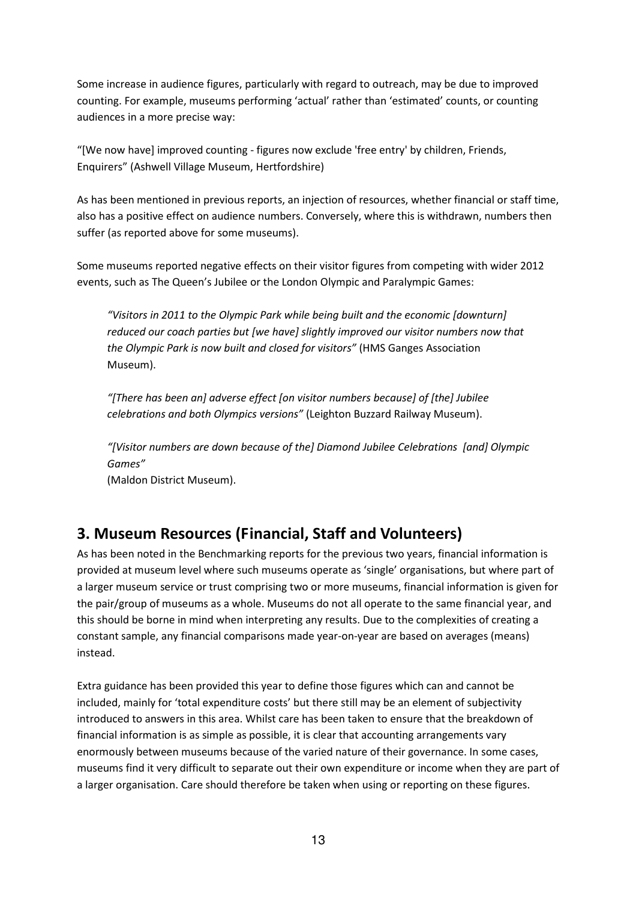Some increase in audience figures, particularly with regard to outreach, may be due to improved counting. For example, museums performing 'actual' rather than 'estimated' counts, or counting audiences in a more precise way:

"[We now have] improved counting - figures now exclude 'free entry' by children, Friends, Enquirers" (Ashwell Village Museum, Hertfordshire)

As has been mentioned in previous reports, an injection of resources, whether financial or staff time, also has a positive effect on audience numbers. Conversely, where this is withdrawn, numbers then suffer (as reported above for some museums).

Some museums reported negative effects on their visitor figures from competing with wider 2012 events, such as The Queen's Jubilee or the London Olympic and Paralympic Games:

> *"Visitors in 2011 to the Olympic Park while being built and the economic [downturn] reduced our coach parties but [we have] slightly improved our visitor numbers now that the Olympic Park is now built and closed for visitors"* (HMS Ganges Association Museum).
>
> *"[There has been an] adverse effect [on visitor numbers because] of [the] Jubilee celebrations and both Olympics versions"* (Leighton Buzzard Railway Museum).
>
> *"[Visitor numbers are down because of the] Diamond Jubilee Celebrations [and] Olympic Games"*
> (Maldon District Museum).

## 3. Museum Resources (Financial, Staff and Volunteers)

As has been noted in the Benchmarking reports for the previous two years, financial information is provided at museum level where such museums operate as 'single' organisations, but where part of a larger museum service or trust comprising two or more museums, financial information is given for the pair/group of museums as a whole. Museums do not all operate to the same financial year, and this should be borne in mind when interpreting any results. Due to the complexities of creating a constant sample, any financial comparisons made year-on-year are based on averages (means) instead.

Extra guidance has been provided this year to define those figures which can and cannot be included, mainly for 'total expenditure costs' but there still may be an element of subjectivity introduced to answers in this area. Whilst care has been taken to ensure that the breakdown of financial information is as simple as possible, it is clear that accounting arrangements vary enormously between museums because of the varied nature of their governance. In some cases, museums find it very difficult to separate out their own expenditure or income when they are part of a larger organisation. Care should therefore be taken when using or reporting on these figures.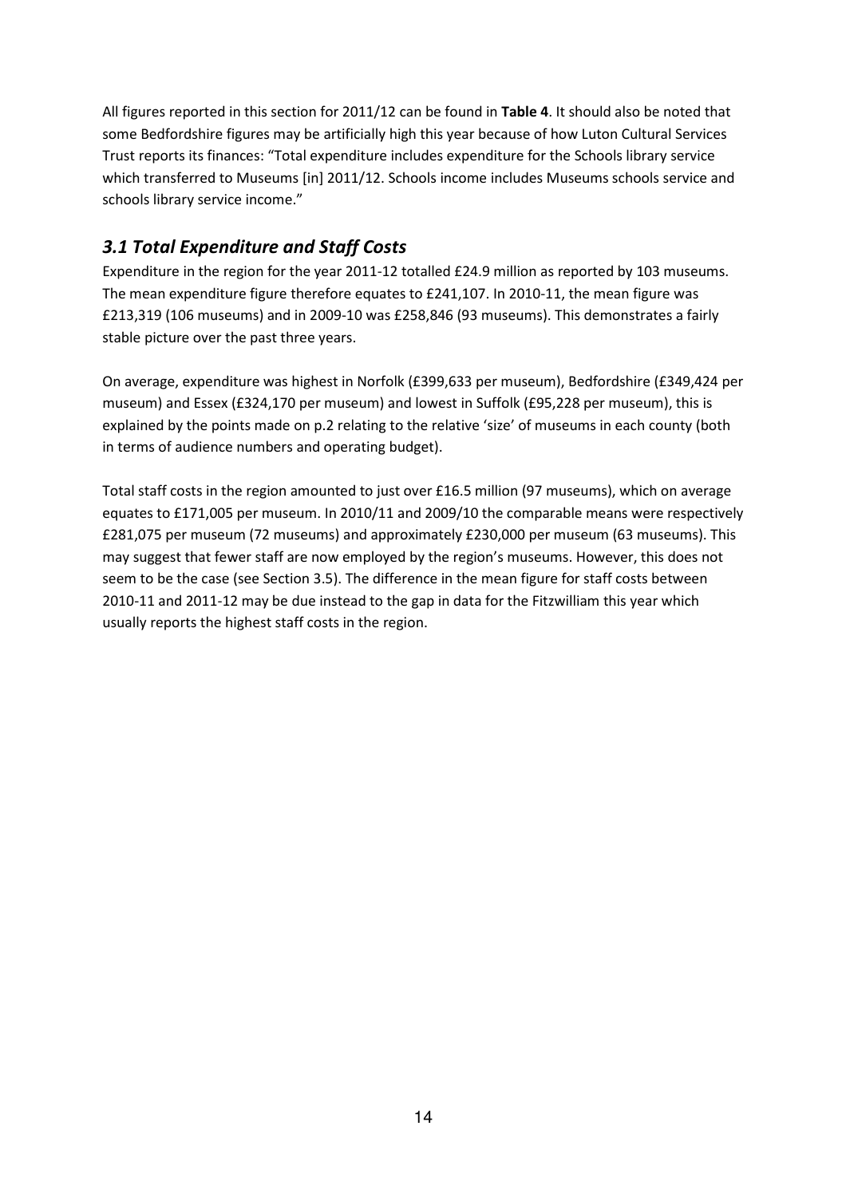All figures reported in this section for 2011/12 can be found in **Table 4**. It should also be noted that some Bedfordshire figures may be artificially high this year because of how Luton Cultural Services Trust reports its finances: "Total expenditure includes expenditure for the Schools library service which transferred to Museums [in] 2011/12. Schools income includes Museums schools service and schools library service income."

## *3.1 Total Expenditure and Staff Costs*

Expenditure in the region for the year 2011-12 totalled £24.9 million as reported by 103 museums. The mean expenditure figure therefore equates to £241,107. In 2010-11, the mean figure was £213,319 (106 museums) and in 2009-10 was £258,846 (93 museums). This demonstrates a fairly stable picture over the past three years.

On average, expenditure was highest in Norfolk (£399,633 per museum), Bedfordshire (£349,424 per museum) and Essex (£324,170 per museum) and lowest in Suffolk (£95,228 per museum), this is explained by the points made on p.2 relating to the relative 'size' of museums in each county (both in terms of audience numbers and operating budget).

Total staff costs in the region amounted to just over £16.5 million (97 museums), which on average equates to £171,005 per museum. In 2010/11 and 2009/10 the comparable means were respectively £281,075 per museum (72 museums) and approximately £230,000 per museum (63 museums). This may suggest that fewer staff are now employed by the region's museums. However, this does not seem to be the case (see Section 3.5). The difference in the mean figure for staff costs between 2010-11 and 2011-12 may be due instead to the gap in data for the Fitzwilliam this year which usually reports the highest staff costs in the region.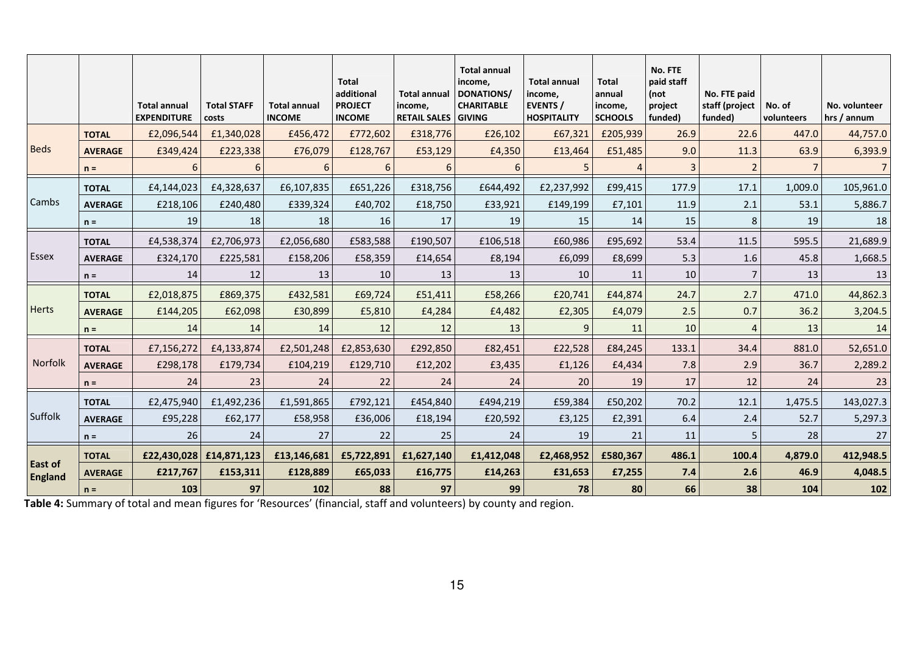| | | Total annual EXPENDITURE | Total STAFF costs | Total annual INCOME | Total additional PROJECT INCOME | Total annual income, RETAIL SALES | Total annual income, DONATIONS/ CHARITABLE GIVING | Total annual income, EVENTS / HOSPITALITY | Total annual income, SCHOOLS | No. FTE paid staff (not project funded) | No. FTE paid staff (project funded) | No. of volunteers | No. volunteer hrs / annum |
|---|---|---|---|---|---|---|---|---|---|---|---|---|---|
| Beds | **TOTAL** | £2,096,544 | £1,340,028 | £456,472 | £772,602 | £318,776 | £26,102 | £67,321 | £205,939 | 26.9 | 22.6 | 447.0 | 44,757.0 |
| | **AVERAGE** | £349,424 | £223,338 | £76,079 | £128,767 | £53,129 | £4,350 | £13,464 | £51,485 | 9.0 | 11.3 | 63.9 | 6,393.9 |
| | **n =** | 6 | 6 | 6 | 6 | 6 | 6 | 5 | 4 | 3 | 2 | 7 | 7 |
| Cambs | **TOTAL** | £4,144,023 | £4,328,637 | £6,107,835 | £651,226 | £318,756 | £644,492 | £2,237,992 | £99,415 | 177.9 | 17.1 | 1,009.0 | 105,961.0 |
| | **AVERAGE** | £218,106 | £240,480 | £339,324 | £40,702 | £18,750 | £33,921 | £149,199 | £7,101 | 11.9 | 2.1 | 53.1 | 5,886.7 |
| | **n =** | 19 | 18 | 18 | 16 | 17 | 19 | 15 | 14 | 15 | 8 | 19 | 18 |
| Essex | **TOTAL** | £4,538,374 | £2,706,973 | £2,056,680 | £583,588 | £190,507 | £106,518 | £60,986 | £95,692 | 53.4 | 11.5 | 595.5 | 21,689.9 |
| | **AVERAGE** | £324,170 | £225,581 | £158,206 | £58,359 | £14,654 | £8,194 | £6,099 | £8,699 | 5.3 | 1.6 | 45.8 | 1,668.5 |
| | **n =** | 14 | 12 | 13 | 10 | 13 | 13 | 10 | 11 | 10 | 7 | 13 | 13 |
| Herts | **TOTAL** | £2,018,875 | £869,375 | £432,581 | £69,724 | £51,411 | £58,266 | £20,741 | £44,874 | 24.7 | 2.7 | 471.0 | 44,862.3 |
| | **AVERAGE** | £144,205 | £62,098 | £30,899 | £5,810 | £4,284 | £4,482 | £2,305 | £4,079 | 2.5 | 0.7 | 36.2 | 3,204.5 |
| | **n =** | 14 | 14 | 14 | 12 | 12 | 13 | 9 | 11 | 10 | 4 | 13 | 14 |
| Norfolk | **TOTAL** | £7,156,272 | £4,133,874 | £2,501,248 | £2,853,630 | £292,850 | £82,451 | £22,528 | £84,245 | 133.1 | 34.4 | 881.0 | 52,651.0 |
| | **AVERAGE** | £298,178 | £179,734 | £104,219 | £129,710 | £12,202 | £3,435 | £1,126 | £4,434 | 7.8 | 2.9 | 36.7 | 2,289.2 |
| | **n =** | 24 | 23 | 24 | 22 | 24 | 24 | 20 | 19 | 17 | 12 | 24 | 23 |
| Suffolk | **TOTAL** | £2,475,940 | £1,492,236 | £1,591,865 | £792,121 | £454,840 | £494,219 | £59,384 | £50,202 | 70.2 | 12.1 | 1,475.5 | 143,027.3 |
| | **AVERAGE** | £95,228 | £62,177 | £58,958 | £36,006 | £18,194 | £20,592 | £3,125 | £2,391 | 6.4 | 2.4 | 52.7 | 5,297.3 |
| | **n =** | 26 | 24 | 27 | 22 | 25 | 24 | 19 | 21 | 11 | 5 | 28 | 27 |
| **East of England** | **TOTAL** | **£22,430,028** | **£14,871,123** | **£13,146,681** | **£5,722,891** | **£1,627,140** | **£1,412,048** | **£2,468,952** | **£580,367** | **486.1** | **100.4** | **4,879.0** | **412,948.5** |
| | **AVERAGE** | **£217,767** | **£153,311** | **£128,889** | **£65,033** | **£16,775** | **£14,263** | **£31,653** | **£7,255** | **7.4** | **2.6** | **46.9** | **4,048.5** |
| | **n =** | **103** | **97** | **102** | **88** | **97** | **99** | **78** | **80** | **66** | **38** | **104** | **102** |

**Table 4:** Summary of total and mean figures for 'Resources' (financial, staff and volunteers) by county and region.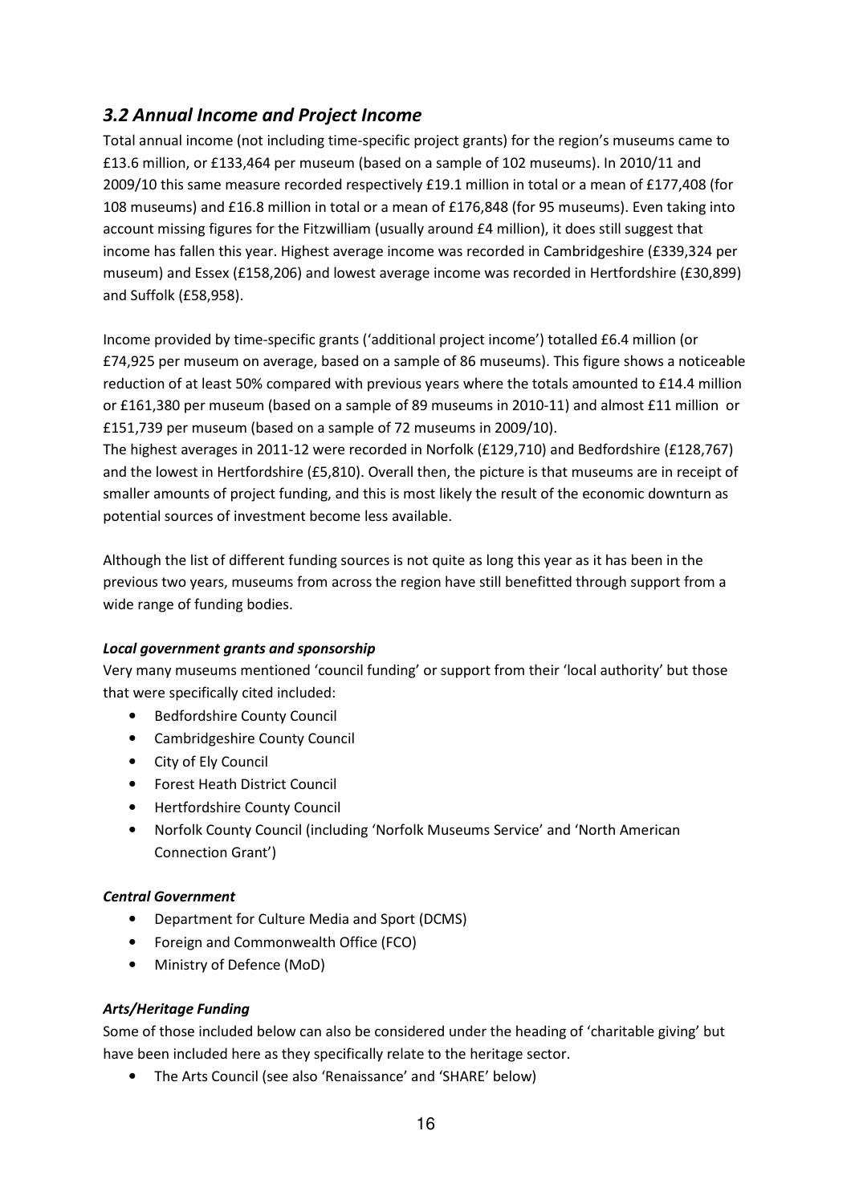## *3.2 Annual Income and Project Income*

Total annual income (not including time-specific project grants) for the region's museums came to £13.6 million, or £133,464 per museum (based on a sample of 102 museums). In 2010/11 and 2009/10 this same measure recorded respectively £19.1 million in total or a mean of £177,408 (for 108 museums) and £16.8 million in total or a mean of £176,848 (for 95 museums). Even taking into account missing figures for the Fitzwilliam (usually around £4 million), it does still suggest that income has fallen this year. Highest average income was recorded in Cambridgeshire (£339,324 per museum) and Essex (£158,206) and lowest average income was recorded in Hertfordshire (£30,899) and Suffolk (£58,958).

Income provided by time-specific grants ('additional project income') totalled £6.4 million (or £74,925 per museum on average, based on a sample of 86 museums). This figure shows a noticeable reduction of at least 50% compared with previous years where the totals amounted to £14.4 million or £161,380 per museum (based on a sample of 89 museums in 2010-11) and almost £11 million or £151,739 per museum (based on a sample of 72 museums in 2009/10).

The highest averages in 2011-12 were recorded in Norfolk (£129,710) and Bedfordshire (£128,767) and the lowest in Hertfordshire (£5,810). Overall then, the picture is that museums are in receipt of smaller amounts of project funding, and this is most likely the result of the economic downturn as potential sources of investment become less available.

Although the list of different funding sources is not quite as long this year as it has been in the previous two years, museums from across the region have still benefitted through support from a wide range of funding bodies.

***Local government grants and sponsorship***

Very many museums mentioned 'council funding' or support from their 'local authority' but those that were specifically cited included:

- Bedfordshire County Council
- Cambridgeshire County Council
- City of Ely Council
- Forest Heath District Council
- Hertfordshire County Council
- Norfolk County Council (including 'Norfolk Museums Service' and 'North American Connection Grant')

***Central Government***

- Department for Culture Media and Sport (DCMS)
- Foreign and Commonwealth Office (FCO)
- Ministry of Defence (MoD)

***Arts/Heritage Funding***

Some of those included below can also be considered under the heading of 'charitable giving' but have been included here as they specifically relate to the heritage sector.

- The Arts Council (see also 'Renaissance' and 'SHARE' below)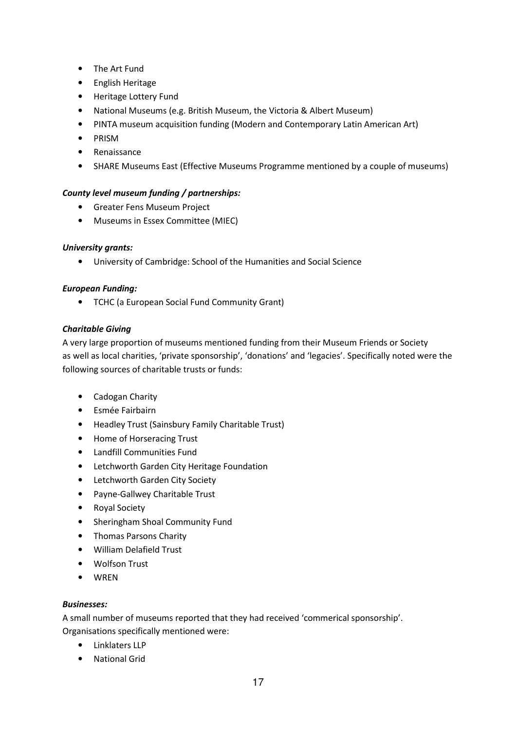- The Art Fund
- English Heritage
- Heritage Lottery Fund
- National Museums (e.g. British Museum, the Victoria & Albert Museum)
- PINTA museum acquisition funding (Modern and Contemporary Latin American Art)
- PRISM
- Renaissance
- SHARE Museums East (Effective Museums Programme mentioned by a couple of museums)

***County level museum funding / partnerships:***

- Greater Fens Museum Project
- Museums in Essex Committee (MIEC)

***University grants:***

- University of Cambridge: School of the Humanities and Social Science

***European Funding:***

- TCHC (a European Social Fund Community Grant)

***Charitable Giving***

A very large proportion of museums mentioned funding from their Museum Friends or Society as well as local charities, 'private sponsorship', 'donations' and 'legacies'. Specifically noted were the following sources of charitable trusts or funds:

- Cadogan Charity
- Esmée Fairbairn
- Headley Trust (Sainsbury Family Charitable Trust)
- Home of Horseracing Trust
- Landfill Communities Fund
- Letchworth Garden City Heritage Foundation
- Letchworth Garden City Society
- Payne-Gallwey Charitable Trust
- Royal Society
- Sheringham Shoal Community Fund
- Thomas Parsons Charity
- William Delafield Trust
- Wolfson Trust
- WREN

***Businesses:***

A small number of museums reported that they had received 'commerical sponsorship'. Organisations specifically mentioned were:

- Linklaters LLP
- National Grid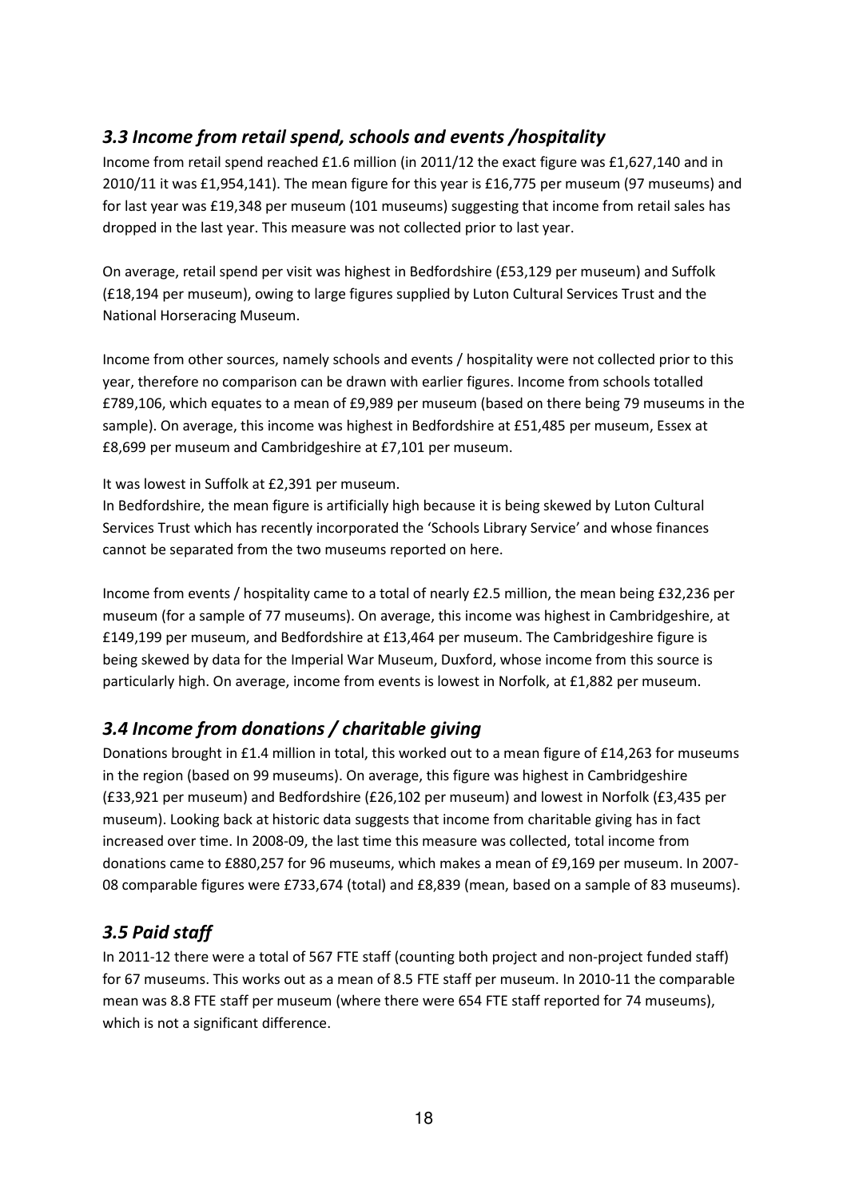### *3.3 Income from retail spend, schools and events /hospitality*

Income from retail spend reached £1.6 million (in 2011/12 the exact figure was £1,627,140 and in 2010/11 it was £1,954,141). The mean figure for this year is £16,775 per museum (97 museums) and for last year was £19,348 per museum (101 museums) suggesting that income from retail sales has dropped in the last year. This measure was not collected prior to last year.

On average, retail spend per visit was highest in Bedfordshire (£53,129 per museum) and Suffolk (£18,194 per museum), owing to large figures supplied by Luton Cultural Services Trust and the National Horseracing Museum.

Income from other sources, namely schools and events / hospitality were not collected prior to this year, therefore no comparison can be drawn with earlier figures. Income from schools totalled £789,106, which equates to a mean of £9,989 per museum (based on there being 79 museums in the sample). On average, this income was highest in Bedfordshire at £51,485 per museum, Essex at £8,699 per museum and Cambridgeshire at £7,101 per museum.

It was lowest in Suffolk at £2,391 per museum.
In Bedfordshire, the mean figure is artificially high because it is being skewed by Luton Cultural Services Trust which has recently incorporated the 'Schools Library Service' and whose finances cannot be separated from the two museums reported on here.

Income from events / hospitality came to a total of nearly £2.5 million, the mean being £32,236 per museum (for a sample of 77 museums). On average, this income was highest in Cambridgeshire, at £149,199 per museum, and Bedfordshire at £13,464 per museum. The Cambridgeshire figure is being skewed by data for the Imperial War Museum, Duxford, whose income from this source is particularly high. On average, income from events is lowest in Norfolk, at £1,882 per museum.

### *3.4 Income from donations / charitable giving*

Donations brought in £1.4 million in total, this worked out to a mean figure of £14,263 for museums in the region (based on 99 museums). On average, this figure was highest in Cambridgeshire (£33,921 per museum) and Bedfordshire (£26,102 per museum) and lowest in Norfolk (£3,435 per museum). Looking back at historic data suggests that income from charitable giving has in fact increased over time. In 2008-09, the last time this measure was collected, total income from donations came to £880,257 for 96 museums, which makes a mean of £9,169 per museum. In 2007-08 comparable figures were £733,674 (total) and £8,839 (mean, based on a sample of 83 museums).

### *3.5 Paid staff*

In 2011-12 there were a total of 567 FTE staff (counting both project and non-project funded staff) for 67 museums. This works out as a mean of 8.5 FTE staff per museum. In 2010-11 the comparable mean was 8.8 FTE staff per museum (where there were 654 FTE staff reported for 74 museums), which is not a significant difference.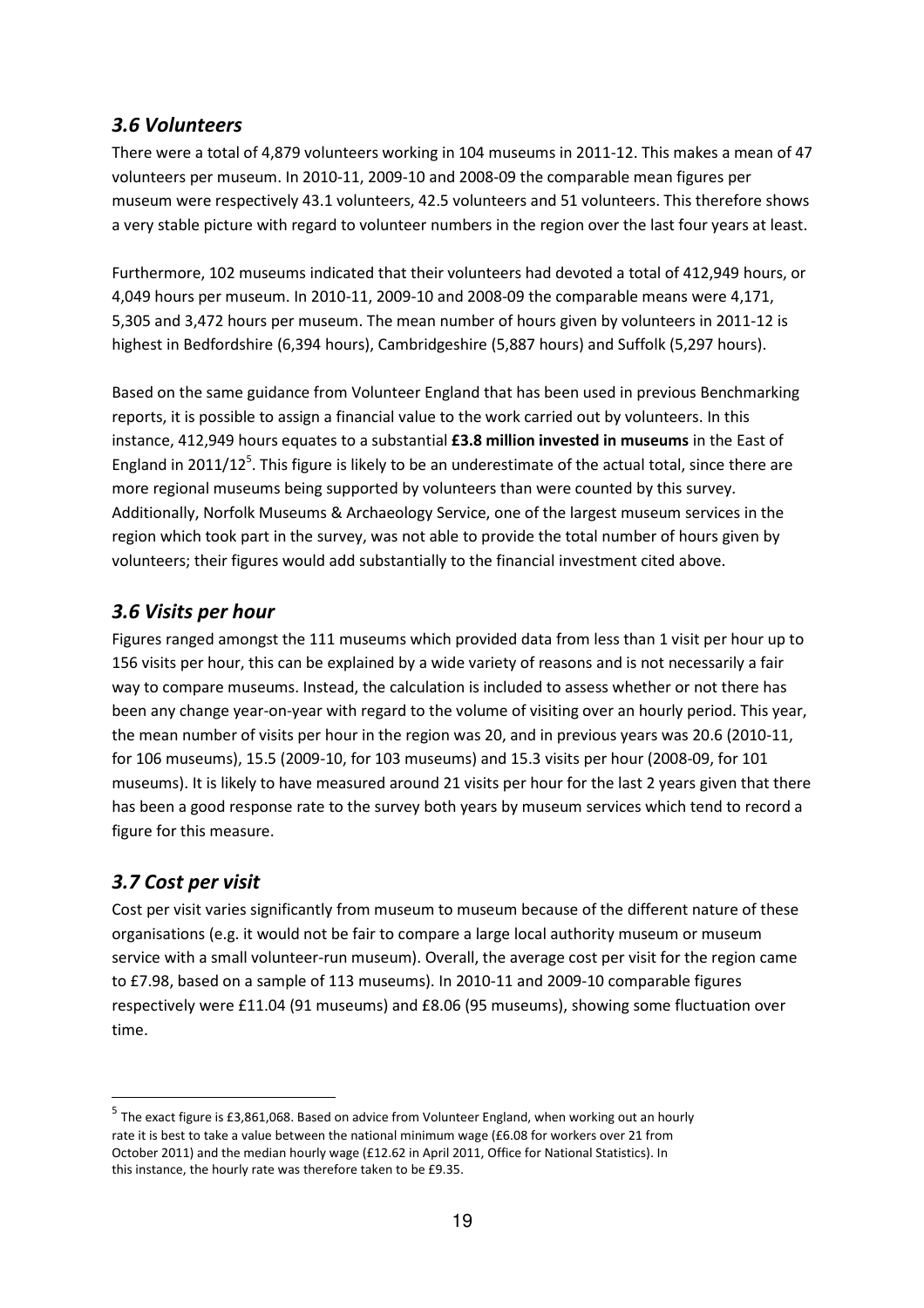## *3.6 Volunteers*

There were a total of 4,879 volunteers working in 104 museums in 2011-12. This makes a mean of 47 volunteers per museum. In 2010-11, 2009-10 and 2008-09 the comparable mean figures per museum were respectively 43.1 volunteers, 42.5 volunteers and 51 volunteers. This therefore shows a very stable picture with regard to volunteer numbers in the region over the last four years at least.

Furthermore, 102 museums indicated that their volunteers had devoted a total of 412,949 hours, or 4,049 hours per museum. In 2010-11, 2009-10 and 2008-09 the comparable means were 4,171, 5,305 and 3,472 hours per museum. The mean number of hours given by volunteers in 2011-12 is highest in Bedfordshire (6,394 hours), Cambridgeshire (5,887 hours) and Suffolk (5,297 hours).

Based on the same guidance from Volunteer England that has been used in previous Benchmarking reports, it is possible to assign a financial value to the work carried out by volunteers. In this instance, 412,949 hours equates to a substantial **£3.8 million invested in museums** in the East of England in 2011/12[5]. This figure is likely to be an underestimate of the actual total, since there are more regional museums being supported by volunteers than were counted by this survey. Additionally, Norfolk Museums & Archaeology Service, one of the largest museum services in the region which took part in the survey, was not able to provide the total number of hours given by volunteers; their figures would add substantially to the financial investment cited above.

## *3.6 Visits per hour*

Figures ranged amongst the 111 museums which provided data from less than 1 visit per hour up to 156 visits per hour, this can be explained by a wide variety of reasons and is not necessarily a fair way to compare museums. Instead, the calculation is included to assess whether or not there has been any change year-on-year with regard to the volume of visiting over an hourly period. This year, the mean number of visits per hour in the region was 20, and in previous years was 20.6 (2010-11, for 106 museums), 15.5 (2009-10, for 103 museums) and 15.3 visits per hour (2008-09, for 101 museums). It is likely to have measured around 21 visits per hour for the last 2 years given that there has been a good response rate to the survey both years by museum services which tend to record a figure for this measure.

## *3.7 Cost per visit*

Cost per visit varies significantly from museum to museum because of the different nature of these organisations (e.g. it would not be fair to compare a large local authority museum or museum service with a small volunteer-run museum). Overall, the average cost per visit for the region came to £7.98, based on a sample of 113 museums). In 2010-11 and 2009-10 comparable figures respectively were £11.04 (91 museums) and £8.06 (95 museums), showing some fluctuation over time.

---

[5] The exact figure is £3,861,068. Based on advice from Volunteer England, when working out an hourly rate it is best to take a value between the national minimum wage (£6.08 for workers over 21 from October 2011) and the median hourly wage (£12.62 in April 2011, Office for National Statistics). In this instance, the hourly rate was therefore taken to be £9.35.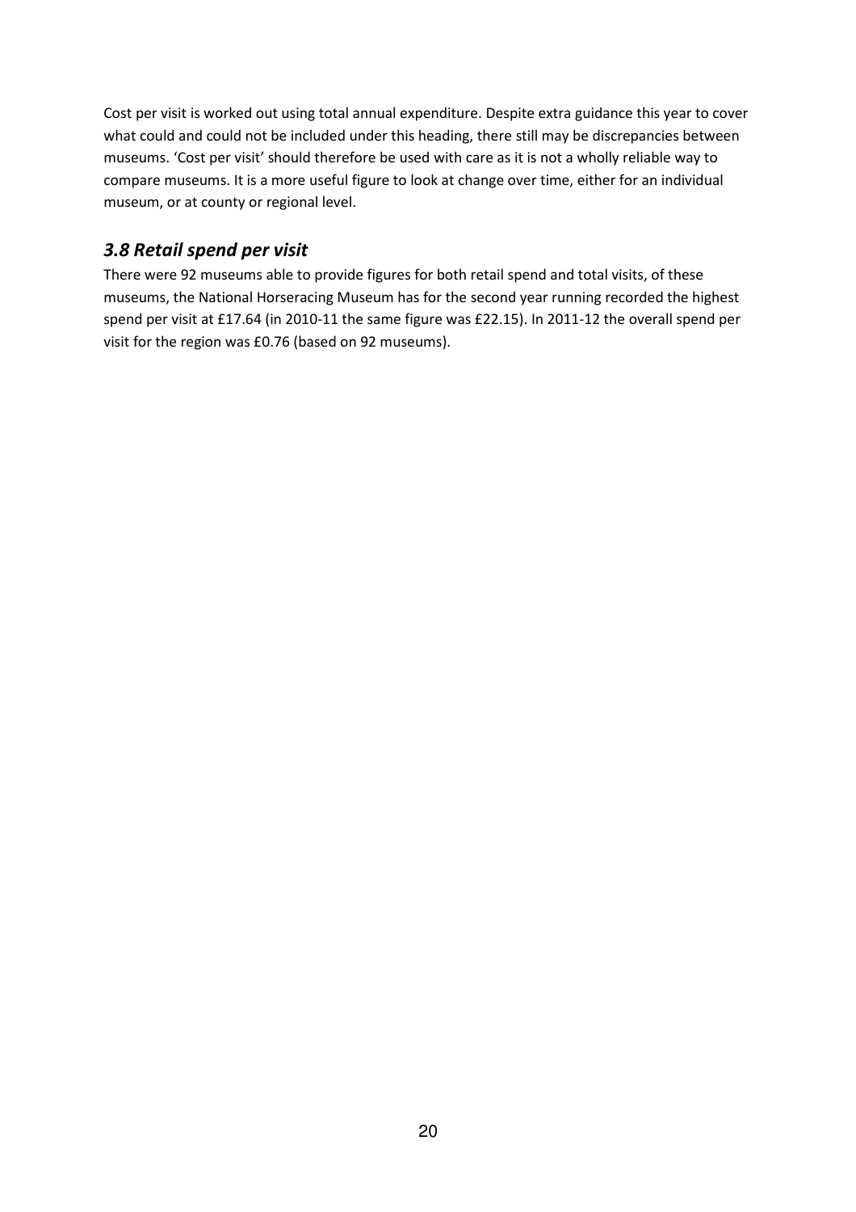Cost per visit is worked out using total annual expenditure. Despite extra guidance this year to cover what could and could not be included under this heading, there still may be discrepancies between museums. 'Cost per visit' should therefore be used with care as it is not a wholly reliable way to compare museums. It is a more useful figure to look at change over time, either for an individual museum, or at county or regional level.

### *3.8 Retail spend per visit*

There were 92 museums able to provide figures for both retail spend and total visits, of these museums, the National Horseracing Museum has for the second year running recorded the highest spend per visit at £17.64 (in 2010-11 the same figure was £22.15). In 2011-12 the overall spend per visit for the region was £0.76 (based on 92 museums).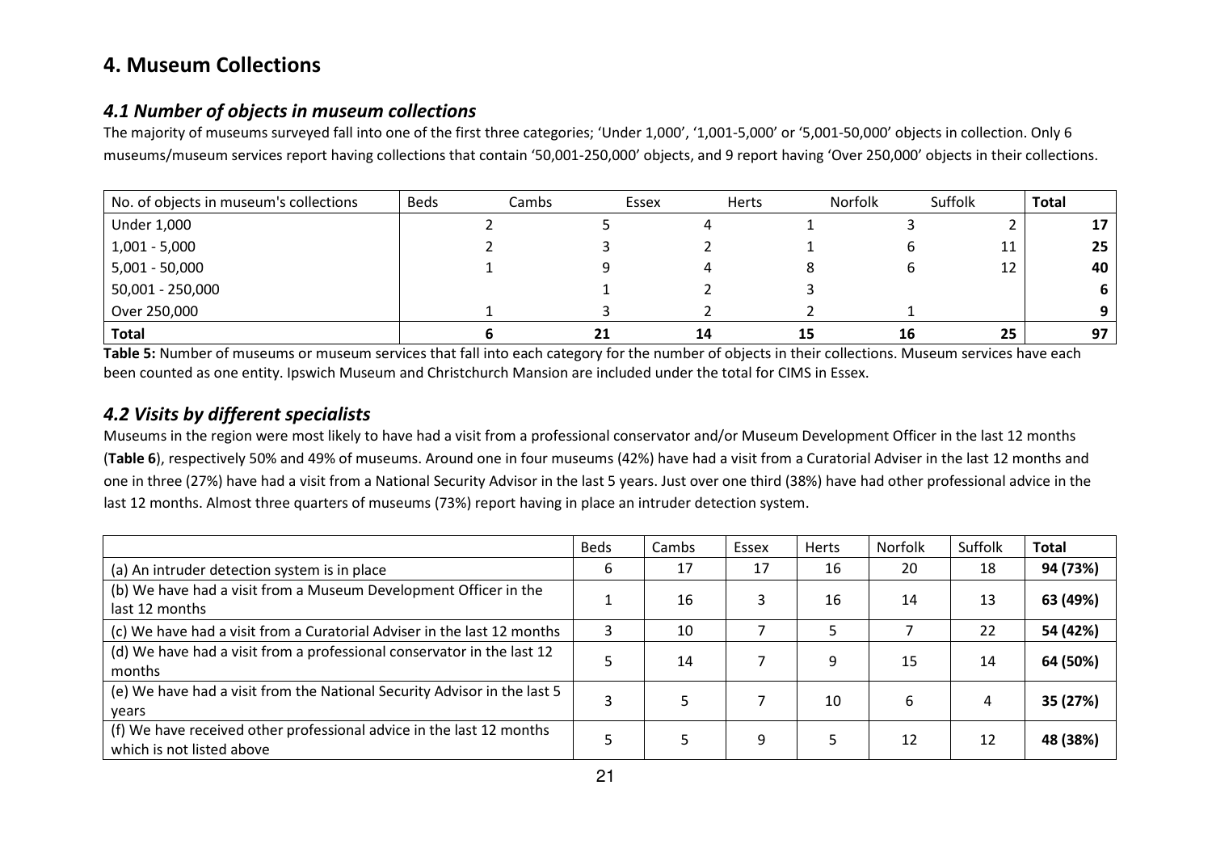# 4. Museum Collections

## *4.1 Number of objects in museum collections*

The majority of museums surveyed fall into one of the first three categories; 'Under 1,000', '1,001-5,000' or '5,001-50,000' objects in collection. Only 6 museums/museum services report having collections that contain '50,001-250,000' objects, and 9 report having 'Over 250,000' objects in their collections.

| No. of objects in museum's collections | Beds | Cambs | Essex | Herts | Norfolk | Suffolk | **Total** |
|---|---|---|---|---|---|---|---|
| Under 1,000 | 2 | 5 | 4 | 1 | 3 | 2 | **17** |
| 1,001 - 5,000 | 2 | 3 | 2 | 1 | 6 | 11 | **25** |
| 5,001 - 50,000 | 1 | 9 | 4 | 8 | 6 | 12 | **40** |
| 50,001 - 250,000 | | 1 | 2 | 3 | | | **6** |
| Over 250,000 | 1 | 3 | 2 | 2 | 1 | | **9** |
| **Total** | **6** | **21** | **14** | **15** | **16** | **25** | **97** |

**Table 5:** Number of museums or museum services that fall into each category for the number of objects in their collections. Museum services have each been counted as one entity. Ipswich Museum and Christchurch Mansion are included under the total for CIMS in Essex.

## *4.2 Visits by different specialists*

Museums in the region were most likely to have had a visit from a professional conservator and/or Museum Development Officer in the last 12 months (**Table 6**), respectively 50% and 49% of museums. Around one in four museums (42%) have had a visit from a Curatorial Adviser in the last 12 months and one in three (27%) have had a visit from a National Security Advisor in the last 5 years. Just over one third (38%) have had other professional advice in the last 12 months. Almost three quarters of museums (73%) report having in place an intruder detection system.

| | Beds | Cambs | Essex | Herts | Norfolk | Suffolk | **Total** |
|---|---|---|---|---|---|---|---|
| (a) An intruder detection system is in place | 6 | 17 | 17 | 16 | 20 | 18 | **94 (73%)** |
| (b) We have had a visit from a Museum Development Officer in the last 12 months | 1 | 16 | 3 | 16 | 14 | 13 | **63 (49%)** |
| (c) We have had a visit from a Curatorial Adviser in the last 12 months | 3 | 10 | 7 | 5 | 7 | 22 | **54 (42%)** |
| (d) We have had a visit from a professional conservator in the last 12 months | 5 | 14 | 7 | 9 | 15 | 14 | **64 (50%)** |
| (e) We have had a visit from the National Security Advisor in the last 5 years | 3 | 5 | 7 | 10 | 6 | 4 | **35 (27%)** |
| (f) We have received other professional advice in the last 12 months which is not listed above | 5 | 5 | 9 | 5 | 12 | 12 | **48 (38%)** |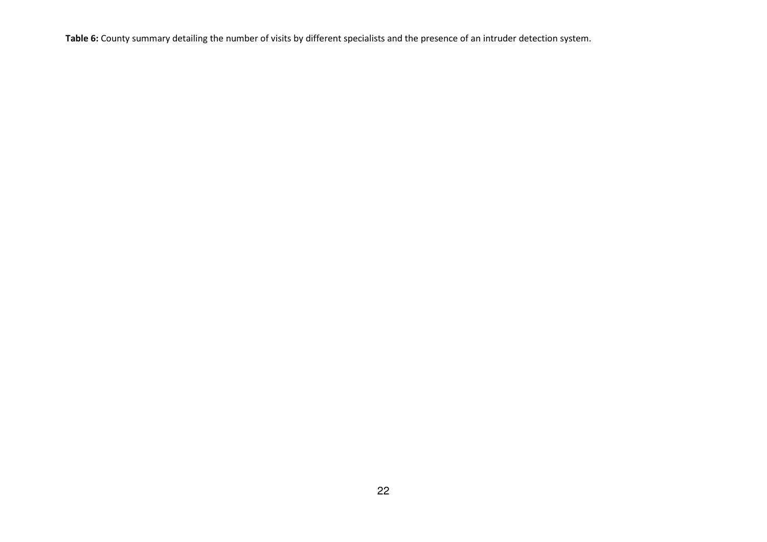**Table 6:** County summary detailing the number of visits by different specialists and the presence of an intruder detection system.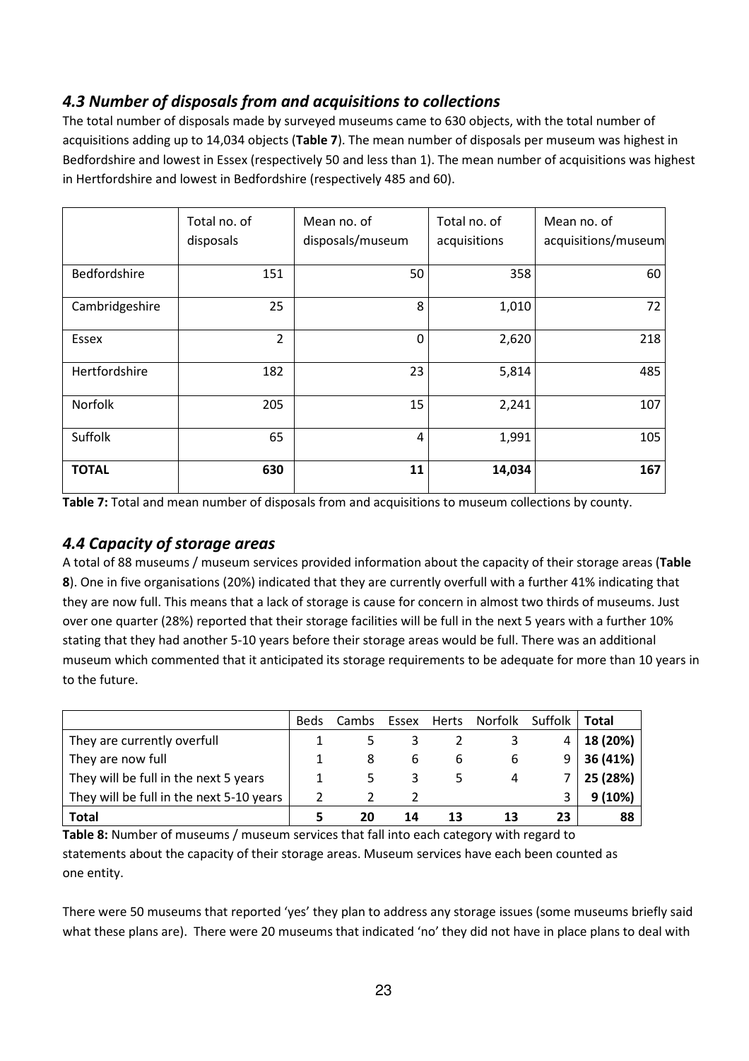### *4.3 Number of disposals from and acquisitions to collections*

The total number of disposals made by surveyed museums came to 630 objects, with the total number of acquisitions adding up to 14,034 objects (**Table 7**). The mean number of disposals per museum was highest in Bedfordshire and lowest in Essex (respectively 50 and less than 1). The mean number of acquisitions was highest in Hertfordshire and lowest in Bedfordshire (respectively 485 and 60).

| | Total no. of disposals | Mean no. of disposals/museum | Total no. of acquisitions | Mean no. of acquisitions/museum |
|---|---|---|---|---|
| Bedfordshire | 151 | 50 | 358 | 60 |
| Cambridgeshire | 25 | 8 | 1,010 | 72 |
| Essex | 2 | 0 | 2,620 | 218 |
| Hertfordshire | 182 | 23 | 5,814 | 485 |
| Norfolk | 205 | 15 | 2,241 | 107 |
| Suffolk | 65 | 4 | 1,991 | 105 |
| **TOTAL** | **630** | **11** | **14,034** | **167** |

**Table 7:** Total and mean number of disposals from and acquisitions to museum collections by county.

### *4.4 Capacity of storage areas*

A total of 88 museums / museum services provided information about the capacity of their storage areas (**Table 8**). One in five organisations (20%) indicated that they are currently overfull with a further 41% indicating that they are now full. This means that a lack of storage is cause for concern in almost two thirds of museums. Just over one quarter (28%) reported that their storage facilities will be full in the next 5 years with a further 10% stating that they had another 5-10 years before their storage areas would be full. There was an additional museum which commented that it anticipated its storage requirements to be adequate for more than 10 years in to the future.

| | Beds | Cambs | Essex | Herts | Norfolk | Suffolk | Total |
|---|---|---|---|---|---|---|---|
| They are currently overfull | 1 | 5 | 3 | 2 | 3 | 4 | **18 (20%)** |
| They are now full | 1 | 8 | 6 | 6 | 6 | 9 | **36 (41%)** |
| They will be full in the next 5 years | 1 | 5 | 3 | 5 | 4 | 7 | **25 (28%)** |
| They will be full in the next 5-10 years | 2 | 2 | 2 | | | 3 | **9 (10%)** |
| **Total** | **5** | **20** | **14** | **13** | **13** | **23** | **88** |

**Table 8:** Number of museums / museum services that fall into each category with regard to statements about the capacity of their storage areas. Museum services have each been counted as one entity.

There were 50 museums that reported 'yes' they plan to address any storage issues (some museums briefly said what these plans are). There were 20 museums that indicated 'no' they did not have in place plans to deal with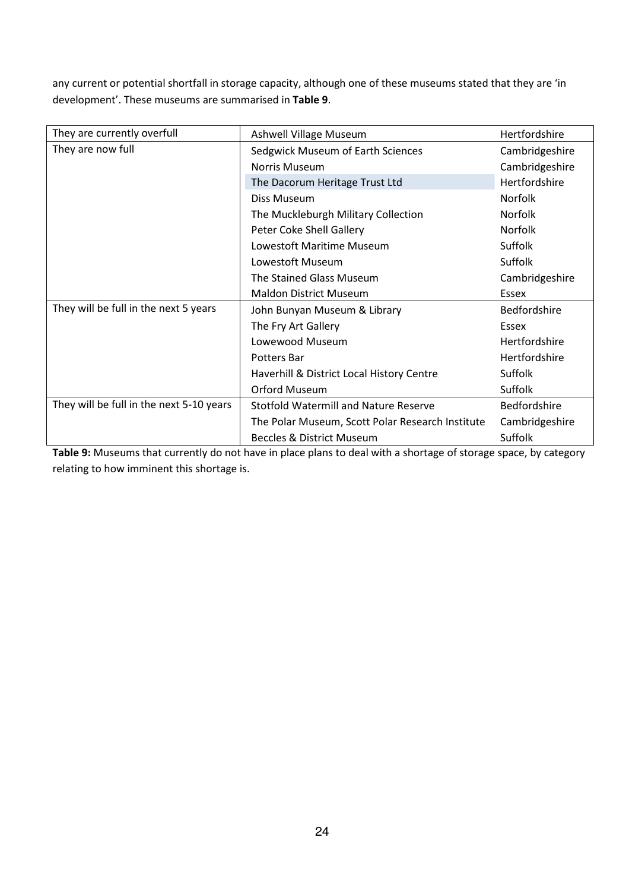any current or potential shortfall in storage capacity, although one of these museums stated that they are 'in development'. These museums are summarised in **Table 9**.

| | | |
|---|---|---|
| They are currently overfull | Ashwell Village Museum | Hertfordshire |
| They are now full | Sedgwick Museum of Earth Sciences | Cambridgeshire |
| | Norris Museum | Cambridgeshire |
| | The Dacorum Heritage Trust Ltd | Hertfordshire |
| | Diss Museum | Norfolk |
| | The Muckleburgh Military Collection | Norfolk |
| | Peter Coke Shell Gallery | Norfolk |
| | Lowestoft Maritime Museum | Suffolk |
| | Lowestoft Museum | Suffolk |
| | The Stained Glass Museum | Cambridgeshire |
| | Maldon District Museum | Essex |
| They will be full in the next 5 years | John Bunyan Museum & Library | Bedfordshire |
| | The Fry Art Gallery | Essex |
| | Lowewood Museum | Hertfordshire |
| | Potters Bar | Hertfordshire |
| | Haverhill & District Local History Centre | Suffolk |
| | Orford Museum | Suffolk |
| They will be full in the next 5-10 years | Stotfold Watermill and Nature Reserve | Bedfordshire |
| | The Polar Museum, Scott Polar Research Institute | Cambridgeshire |
| | Beccles & District Museum | Suffolk |

**Table 9:** Museums that currently do not have in place plans to deal with a shortage of storage space, by category relating to how imminent this shortage is.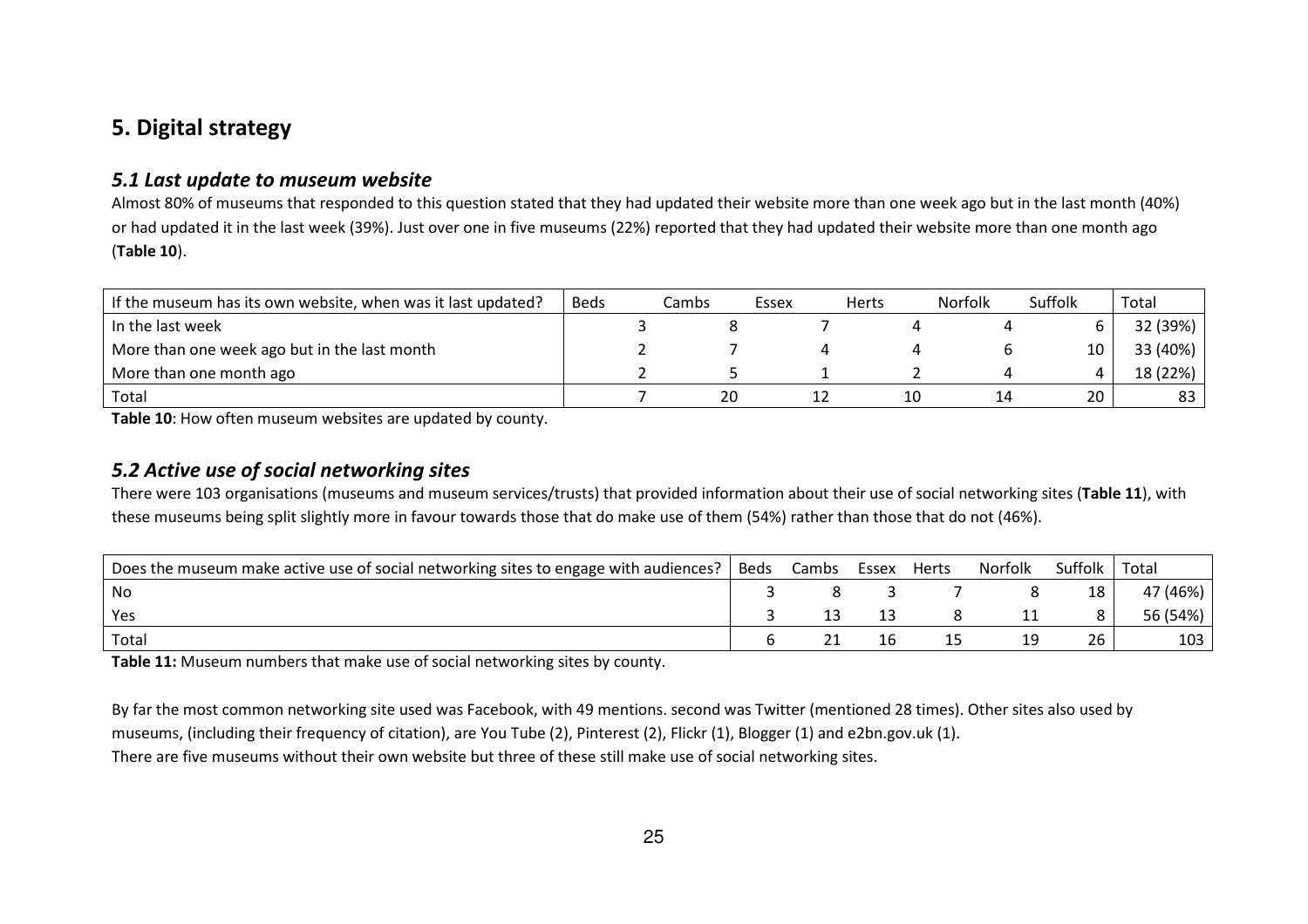## 5. Digital strategy

### *5.1 Last update to museum website*

Almost 80% of museums that responded to this question stated that they had updated their website more than one week ago but in the last month (40%) or had updated it in the last week (39%). Just over one in five museums (22%) reported that they had updated their website more than one month ago (**Table 10**).

| If the museum has its own website, when was it last updated? | Beds | Cambs | Essex | Herts | Norfolk | Suffolk | Total |
|---|---|---|---|---|---|---|---|
| In the last week | 3 | 8 | 7 | 4 | 4 | 6 | 32 (39%) |
| More than one week ago but in the last month | 2 | 7 | 4 | 4 | 6 | 10 | 33 (40%) |
| More than one month ago | 2 | 5 | 1 | 2 | 4 | 4 | 18 (22%) |
| Total | 7 | 20 | 12 | 10 | 14 | 20 | 83 |

**Table 10**: How often museum websites are updated by county.

### *5.2 Active use of social networking sites*

There were 103 organisations (museums and museum services/trusts) that provided information about their use of social networking sites (**Table 11**), with these museums being split slightly more in favour towards those that do make use of them (54%) rather than those that do not (46%).

| Does the museum make active use of social networking sites to engage with audiences? | Beds | Cambs | Essex | Herts | Norfolk | Suffolk | Total |
|---|---|---|---|---|---|---|---|
| No | 3 | 8 | 3 | 7 | 8 | 18 | 47 (46%) |
| Yes | 3 | 13 | 13 | 8 | 11 | 8 | 56 (54%) |
| Total | 6 | 21 | 16 | 15 | 19 | 26 | 103 |

**Table 11:** Museum numbers that make use of social networking sites by county.

By far the most common networking site used was Facebook, with 49 mentions. second was Twitter (mentioned 28 times). Other sites also used by museums, (including their frequency of citation), are You Tube (2), Pinterest (2), Flickr (1), Blogger (1) and e2bn.gov.uk (1).

There are five museums without their own website but three of these still make use of social networking sites.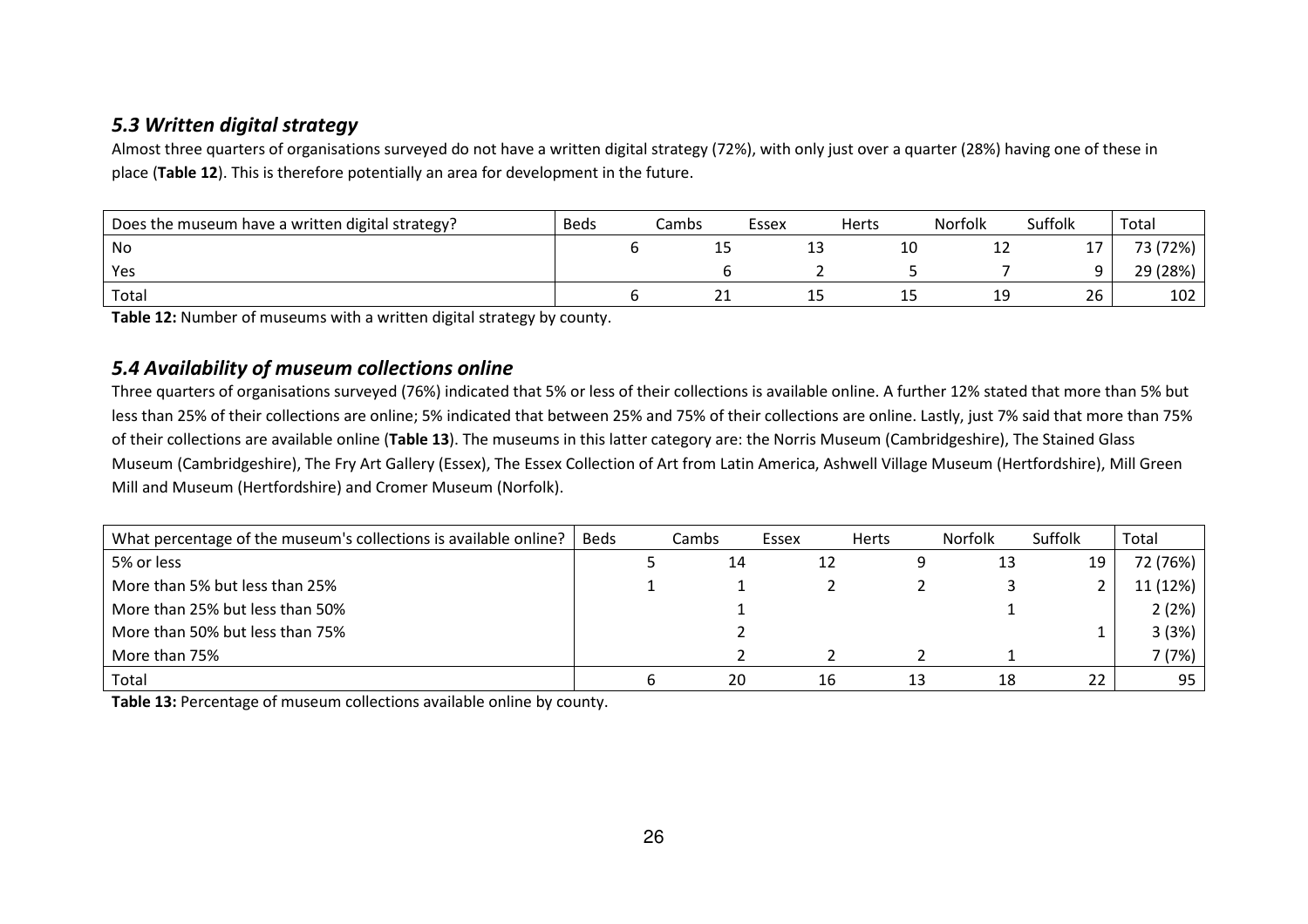### *5.3 Written digital strategy*

Almost three quarters of organisations surveyed do not have a written digital strategy (72%), with only just over a quarter (28%) having one of these in place (**Table 12**). This is therefore potentially an area for development in the future.

| Does the museum have a written digital strategy? | Beds | Cambs | Essex | Herts | Norfolk | Suffolk | Total |
|---|---|---|---|---|---|---|---|
| No | 6 | 15 | 13 | 10 | 12 | 17 | 73 (72%) |
| Yes | | 6 | 2 | 5 | 7 | 9 | 29 (28%) |
| Total | 6 | 21 | 15 | 15 | 19 | 26 | 102 |

**Table 12:** Number of museums with a written digital strategy by county.

### *5.4 Availability of museum collections online*

Three quarters of organisations surveyed (76%) indicated that 5% or less of their collections is available online. A further 12% stated that more than 5% but less than 25% of their collections are online; 5% indicated that between 25% and 75% of their collections are online. Lastly, just 7% said that more than 75% of their collections are available online (**Table 13**). The museums in this latter category are: the Norris Museum (Cambridgeshire), The Stained Glass Museum (Cambridgeshire), The Fry Art Gallery (Essex), The Essex Collection of Art from Latin America, Ashwell Village Museum (Hertfordshire), Mill Green Mill and Museum (Hertfordshire) and Cromer Museum (Norfolk).

| What percentage of the museum's collections is available online? | Beds | Cambs | Essex | Herts | Norfolk | Suffolk | Total |
|---|---|---|---|---|---|---|---|
| 5% or less | 5 | 14 | 12 | 9 | 13 | 19 | 72 (76%) |
| More than 5% but less than 25% | 1 | 1 | 2 | 2 | 3 | 2 | 11 (12%) |
| More than 25% but less than 50% | | 1 | | | 1 | | 2 (2%) |
| More than 50% but less than 75% | | 2 | | | | 1 | 3 (3%) |
| More than 75% | | 2 | 2 | 2 | 1 | | 7 (7%) |
| Total | 6 | 20 | 16 | 13 | 18 | 22 | 95 |

**Table 13:** Percentage of museum collections available online by county.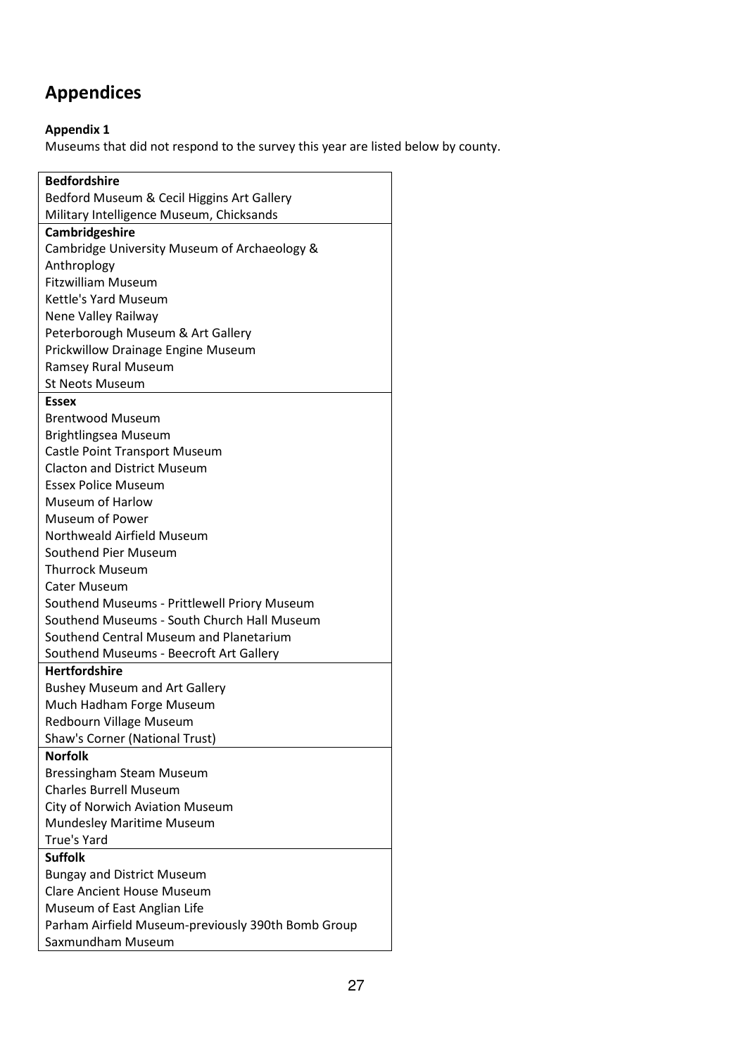# Appendices

**Appendix 1**

Museums that did not respond to the survey this year are listed below by county.

| **Bedfordshire** |
|---|
| Bedford Museum & Cecil Higgins Art Gallery |
| Military Intelligence Museum, Chicksands |
| **Cambridgeshire** |
| Cambridge University Museum of Archaeology & Anthroplogy |
| Fitzwilliam Museum |
| Kettle's Yard Museum |
| Nene Valley Railway |
| Peterborough Museum & Art Gallery |
| Prickwillow Drainage Engine Museum |
| Ramsey Rural Museum |
| St Neots Museum |
| **Essex** |
| Brentwood Museum |
| Brightlingsea Museum |
| Castle Point Transport Museum |
| Clacton and District Museum |
| Essex Police Museum |
| Museum of Harlow |
| Museum of Power |
| Northweald Airfield Museum |
| Southend Pier Museum |
| Thurrock Museum |
| Cater Museum |
| Southend Museums - Prittlewell Priory Museum |
| Southend Museums - South Church Hall Museum |
| Southend Central Museum and Planetarium |
| Southend Museums - Beecroft Art Gallery |
| **Hertfordshire** |
| Bushey Museum and Art Gallery |
| Much Hadham Forge Museum |
| Redbourn Village Museum |
| Shaw's Corner (National Trust) |
| **Norfolk** |
| Bressingham Steam Museum |
| Charles Burrell Museum |
| City of Norwich Aviation Museum |
| Mundesley Maritime Museum |
| True's Yard |
| **Suffolk** |
| Bungay and District Museum |
| Clare Ancient House Museum |
| Museum of East Anglian Life |
| Parham Airfield Museum-previously 390th Bomb Group |
| Saxmundham Museum |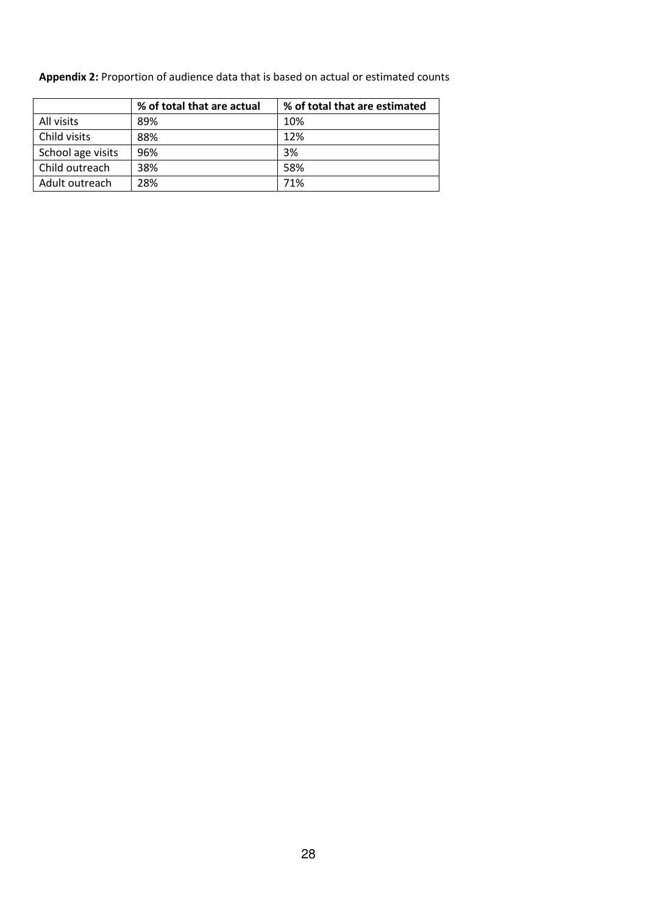**Appendix 2:** Proportion of audience data that is based on actual or estimated counts

| | % of total that are actual | % of total that are estimated |
|---|---|---|
| All visits | 89% | 10% |
| Child visits | 88% | 12% |
| School age visits | 96% | 3% |
| Child outreach | 38% | 58% |
| Adult outreach | 28% | 71% |